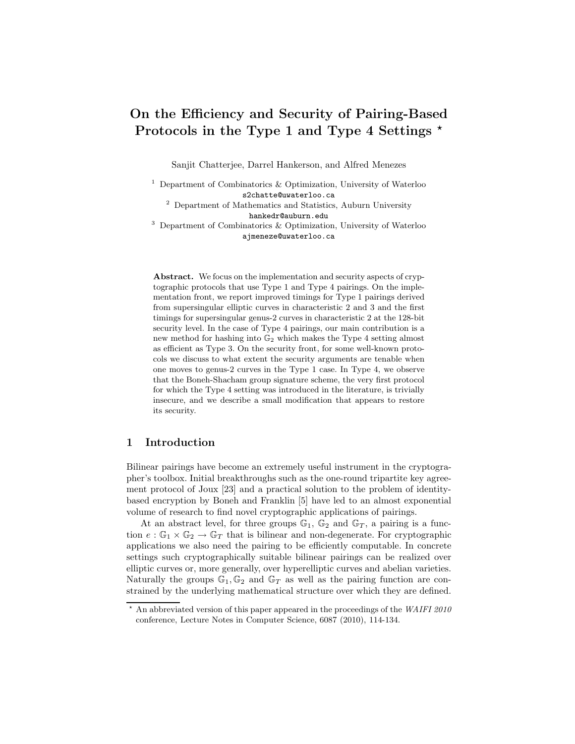# On the Efficiency and Security of Pairing-Based Protocols in the Type 1 and Type 4 Settings *

Sanjit Chatterjee, Darrel Hankerson, and Alfred Menezes

[1] Department of Combinatorics & Optimization, University of Waterloo
s2chatte@uwaterloo.ca

[2] Department of Mathematics and Statistics, Auburn University
hankedr@auburn.edu

[3] Department of Combinatorics & Optimization, University of Waterloo
ajmeneze@uwaterloo.ca

**Abstract.** We focus on the implementation and security aspects of cryptographic protocols that use Type 1 and Type 4 pairings. On the implementation front, we report improved timings for Type 1 pairings derived from supersingular elliptic curves in characteristic 2 and 3 and the first timings for supersingular genus-2 curves in characteristic 2 at the 128-bit security level. In the case of Type 4 pairings, our main contribution is a new method for hashing into $\mathbb{G}_2$ which makes the Type 4 setting almost as efficient as Type 3. On the security front, for some well-known protocols we discuss to what extent the security arguments are tenable when one moves to genus-2 curves in the Type 1 case. In Type 4, we observe that the Boneh-Shacham group signature scheme, the very first protocol for which the Type 4 setting was introduced in the literature, is trivially insecure, and we describe a small modification that appears to restore its security.

## 1 Introduction

Bilinear pairings have become an extremely useful instrument in the cryptographer's toolbox. Initial breakthroughs such as the one-round tripartite key agreement protocol of Joux [23] and a practical solution to the problem of identity-based encryption by Boneh and Franklin [5] have led to an almost exponential volume of research to find novel cryptographic applications of pairings.

At an abstract level, for three groups $\mathbb{G}_1$, $\mathbb{G}_2$ and $\mathbb{G}_T$, a pairing is a function $e : \mathbb{G}_1 \times \mathbb{G}_2 \to \mathbb{G}_T$ that is bilinear and non-degenerate. For cryptographic applications we also need the pairing to be efficiently computable. In concrete settings such cryptographically suitable bilinear pairings can be realized over elliptic curves or, more generally, over hyperelliptic curves and abelian varieties. Naturally the groups $\mathbb{G}_1, \mathbb{G}_2$ and $\mathbb{G}_T$ as well as the pairing function are constrained by the underlying mathematical structure over which they are defined.

* An abbreviated version of this paper appeared in the proceedings of the *WAIFI 2010* conference, Lecture Notes in Computer Science, 6087 (2010), 114-134.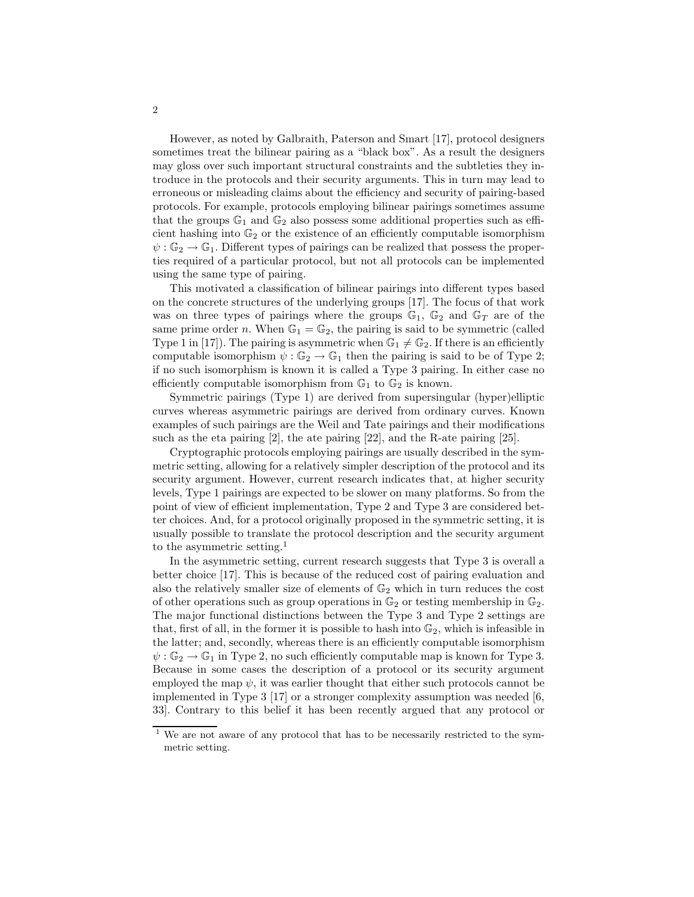However, as noted by Galbraith, Paterson and Smart [17], protocol designers sometimes treat the bilinear pairing as a "black box". As a result the designers may gloss over such important structural constraints and the subtleties they introduce in the protocols and their security arguments. This in turn may lead to erroneous or misleading claims about the efficiency and security of pairing-based protocols. For example, protocols employing bilinear pairings sometimes assume that the groups $\mathbb{G}_1$ and $\mathbb{G}_2$ also possess some additional properties such as efficient hashing into $\mathbb{G}_2$ or the existence of an efficiently computable isomorphism $\psi : \mathbb{G}_2 \to \mathbb{G}_1$. Different types of pairings can be realized that possess the properties required of a particular protocol, but not all protocols can be implemented using the same type of pairing.

This motivated a classification of bilinear pairings into different types based on the concrete structures of the underlying groups [17]. The focus of that work was on three types of pairings where the groups $\mathbb{G}_1$, $\mathbb{G}_2$ and $\mathbb{G}_T$ are of the same prime order $n$. When $\mathbb{G}_1 = \mathbb{G}_2$, the pairing is said to be symmetric (called Type 1 in [17]). The pairing is asymmetric when $\mathbb{G}_1 \neq \mathbb{G}_2$. If there is an efficiently computable isomorphism $\psi : \mathbb{G}_2 \to \mathbb{G}_1$ then the pairing is said to be of Type 2; if no such isomorphism is known it is called a Type 3 pairing. In either case no efficiently computable isomorphism from $\mathbb{G}_1$ to $\mathbb{G}_2$ is known.

Symmetric pairings (Type 1) are derived from supersingular (hyper)elliptic curves whereas asymmetric pairings are derived from ordinary curves. Known examples of such pairings are the Weil and Tate pairings and their modifications such as the eta pairing [2], the ate pairing [22], and the R-ate pairing [25].

Cryptographic protocols employing pairings are usually described in the symmetric setting, allowing for a relatively simpler description of the protocol and its security argument. However, current research indicates that, at higher security levels, Type 1 pairings are expected to be slower on many platforms. So from the point of view of efficient implementation, Type 2 and Type 3 are considered better choices. And, for a protocol originally proposed in the symmetric setting, it is usually possible to translate the protocol description and the security argument to the asymmetric setting.[1]

In the asymmetric setting, current research suggests that Type 3 is overall a better choice [17]. This is because of the reduced cost of pairing evaluation and also the relatively smaller size of elements of $\mathbb{G}_2$ which in turn reduces the cost of other operations such as group operations in $\mathbb{G}_2$ or testing membership in $\mathbb{G}_2$. The major functional distinctions between the Type 3 and Type 2 settings are that, first of all, in the former it is possible to hash into $\mathbb{G}_2$, which is infeasible in the latter; and, secondly, whereas there is an efficiently computable isomorphism $\psi : \mathbb{G}_2 \to \mathbb{G}_1$ in Type 2, no such efficiently computable map is known for Type 3. Because in some cases the description of a protocol or its security argument employed the map $\psi$, it was earlier thought that either such protocols cannot be implemented in Type 3 [17] or a stronger complexity assumption was needed [6, 33]. Contrary to this belief it has been recently argued that any protocol or

[1] We are not aware of any protocol that has to be necessarily restricted to the symmetric setting.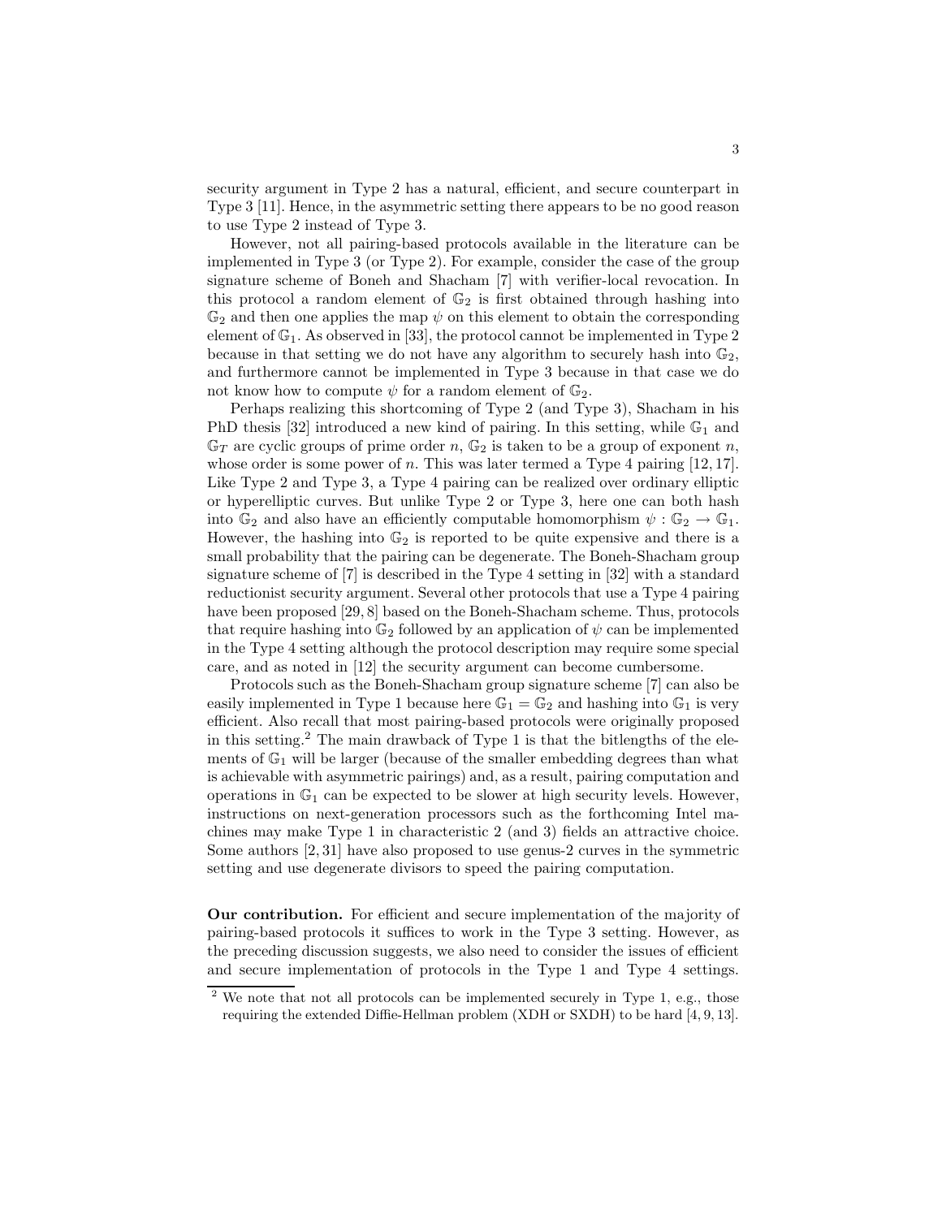security argument in Type 2 has a natural, efficient, and secure counterpart in Type 3 [11]. Hence, in the asymmetric setting there appears to be no good reason to use Type 2 instead of Type 3.

However, not all pairing-based protocols available in the literature can be implemented in Type 3 (or Type 2). For example, consider the case of the group signature scheme of Boneh and Shacham [7] with verifier-local revocation. In this protocol a random element of $\mathbb{G}_2$ is first obtained through hashing into $\mathbb{G}_2$ and then one applies the map $\psi$ on this element to obtain the corresponding element of $\mathbb{G}_1$. As observed in [33], the protocol cannot be implemented in Type 2 because in that setting we do not have any algorithm to securely hash into $\mathbb{G}_2$, and furthermore cannot be implemented in Type 3 because in that case we do not know how to compute $\psi$ for a random element of $\mathbb{G}_2$.

Perhaps realizing this shortcoming of Type 2 (and Type 3), Shacham in his PhD thesis [32] introduced a new kind of pairing. In this setting, while $\mathbb{G}_1$ and $\mathbb{G}_T$ are cyclic groups of prime order $n$, $\mathbb{G}_2$ is taken to be a group of exponent $n$, whose order is some power of $n$. This was later termed a Type 4 pairing [12, 17]. Like Type 2 and Type 3, a Type 4 pairing can be realized over ordinary elliptic or hyperelliptic curves. But unlike Type 2 or Type 3, here one can both hash into $\mathbb{G}_2$ and also have an efficiently computable homomorphism $\psi : \mathbb{G}_2 \to \mathbb{G}_1$. However, the hashing into $\mathbb{G}_2$ is reported to be quite expensive and there is a small probability that the pairing can be degenerate. The Boneh-Shacham group signature scheme of [7] is described in the Type 4 setting in [32] with a standard reductionist security argument. Several other protocols that use a Type 4 pairing have been proposed [29, 8] based on the Boneh-Shacham scheme. Thus, protocols that require hashing into $\mathbb{G}_2$ followed by an application of $\psi$ can be implemented in the Type 4 setting although the protocol description may require some special care, and as noted in [12] the security argument can become cumbersome.

Protocols such as the Boneh-Shacham group signature scheme [7] can also be easily implemented in Type 1 because here $\mathbb{G}_1 = \mathbb{G}_2$ and hashing into $\mathbb{G}_1$ is very efficient. Also recall that most pairing-based protocols were originally proposed in this setting.[2] The main drawback of Type 1 is that the bitlengths of the elements of $\mathbb{G}_1$ will be larger (because of the smaller embedding degrees than what is achievable with asymmetric pairings) and, as a result, pairing computation and operations in $\mathbb{G}_1$ can be expected to be slower at high security levels. However, instructions on next-generation processors such as the forthcoming Intel machines may make Type 1 in characteristic 2 (and 3) fields an attractive choice. Some authors [2, 31] have also proposed to use genus-2 curves in the symmetric setting and use degenerate divisors to speed the pairing computation.

**Our contribution.** For efficient and secure implementation of the majority of pairing-based protocols it suffices to work in the Type 3 setting. However, as the preceding discussion suggests, we also need to consider the issues of efficient and secure implementation of protocols in the Type 1 and Type 4 settings.

[2] We note that not all protocols can be implemented securely in Type 1, e.g., those requiring the extended Diffie-Hellman problem (XDH or SXDH) to be hard [4, 9, 13].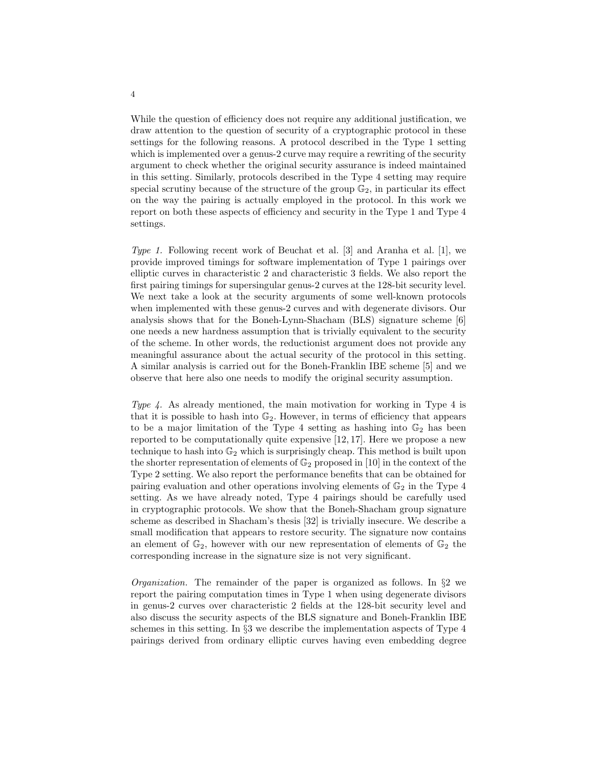While the question of efficiency does not require any additional justification, we draw attention to the question of security of a cryptographic protocol in these settings for the following reasons. A protocol described in the Type 1 setting which is implemented over a genus-2 curve may require a rewriting of the security argument to check whether the original security assurance is indeed maintained in this setting. Similarly, protocols described in the Type 4 setting may require special scrutiny because of the structure of the group $\mathbb{G}_2$, in particular its effect on the way the pairing is actually employed in the protocol. In this work we report on both these aspects of efficiency and security in the Type 1 and Type 4 settings.

*Type 1.* Following recent work of Beuchat et al. [3] and Aranha et al. [1], we provide improved timings for software implementation of Type 1 pairings over elliptic curves in characteristic 2 and characteristic 3 fields. We also report the first pairing timings for supersingular genus-2 curves at the 128-bit security level. We next take a look at the security arguments of some well-known protocols when implemented with these genus-2 curves and with degenerate divisors. Our analysis shows that for the Boneh-Lynn-Shacham (BLS) signature scheme [6] one needs a new hardness assumption that is trivially equivalent to the security of the scheme. In other words, the reductionist argument does not provide any meaningful assurance about the actual security of the protocol in this setting. A similar analysis is carried out for the Boneh-Franklin IBE scheme [5] and we observe that here also one needs to modify the original security assumption.

*Type 4.* As already mentioned, the main motivation for working in Type 4 is that it is possible to hash into $\mathbb{G}_2$. However, in terms of efficiency that appears to be a major limitation of the Type 4 setting as hashing into $\mathbb{G}_2$ has been reported to be computationally quite expensive [12, 17]. Here we propose a new technique to hash into $\mathbb{G}_2$ which is surprisingly cheap. This method is built upon the shorter representation of elements of $\mathbb{G}_2$ proposed in [10] in the context of the Type 2 setting. We also report the performance benefits that can be obtained for pairing evaluation and other operations involving elements of $\mathbb{G}_2$ in the Type 4 setting. As we have already noted, Type 4 pairings should be carefully used in cryptographic protocols. We show that the Boneh-Shacham group signature scheme as described in Shacham's thesis [32] is trivially insecure. We describe a small modification that appears to restore security. The signature now contains an element of $\mathbb{G}_2$, however with our new representation of elements of $\mathbb{G}_2$ the corresponding increase in the signature size is not very significant.

*Organization.* The remainder of the paper is organized as follows. In §2 we report the pairing computation times in Type 1 when using degenerate divisors in genus-2 curves over characteristic 2 fields at the 128-bit security level and also discuss the security aspects of the BLS signature and Boneh-Franklin IBE schemes in this setting. In §3 we describe the implementation aspects of Type 4 pairings derived from ordinary elliptic curves having even embedding degree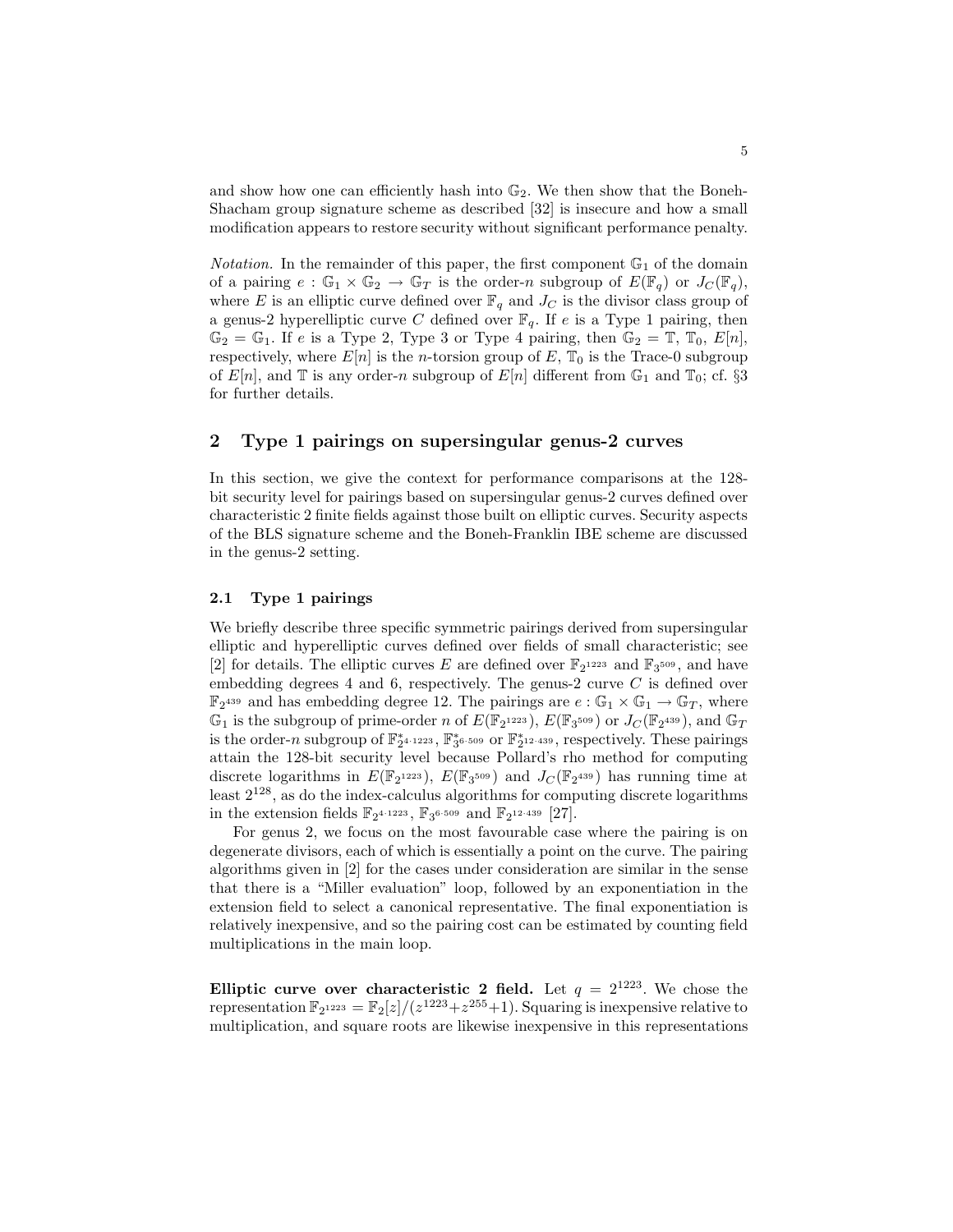and show how one can efficiently hash into $\mathbb{G}_2$. We then show that the Boneh-Shacham group signature scheme as described [32] is insecure and how a small modification appears to restore security without significant performance penalty.

*Notation.* In the remainder of this paper, the first component $\mathbb{G}_1$ of the domain of a pairing $e : \mathbb{G}_1 \times \mathbb{G}_2 \to \mathbb{G}_T$ is the order-$n$ subgroup of $E(\mathbb{F}_q)$ or $J_C(\mathbb{F}_q)$, where $E$ is an elliptic curve defined over $\mathbb{F}_q$ and $J_C$ is the divisor class group of a genus-2 hyperelliptic curve $C$ defined over $\mathbb{F}_q$. If $e$ is a Type 1 pairing, then $\mathbb{G}_2 = \mathbb{G}_1$. If $e$ is a Type 2, Type 3 or Type 4 pairing, then $\mathbb{G}_2 = \mathbb{T}$, $\mathbb{T}_0$, $E[n]$, respectively, where $E[n]$ is the $n$-torsion group of $E$, $\mathbb{T}_0$ is the Trace-0 subgroup of $E[n]$, and $\mathbb{T}$ is any order-$n$ subgroup of $E[n]$ different from $\mathbb{G}_1$ and $\mathbb{T}_0$; cf. §3 for further details.

## 2 Type 1 pairings on supersingular genus-2 curves

In this section, we give the context for performance comparisons at the 128-bit security level for pairings based on supersingular genus-2 curves defined over characteristic 2 finite fields against those built on elliptic curves. Security aspects of the BLS signature scheme and the Boneh-Franklin IBE scheme are discussed in the genus-2 setting.

### 2.1 Type 1 pairings

We briefly describe three specific symmetric pairings derived from supersingular elliptic and hyperelliptic curves defined over fields of small characteristic; see [2] for details. The elliptic curves $E$ are defined over $\mathbb{F}_{2^{1223}}$ and $\mathbb{F}_{3^{509}}$, and have embedding degrees 4 and 6, respectively. The genus-2 curve $C$ is defined over $\mathbb{F}_{2^{439}}$ and has embedding degree 12. The pairings are $e : \mathbb{G}_1 \times \mathbb{G}_1 \to \mathbb{G}_T$, where $\mathbb{G}_1$ is the subgroup of prime-order $n$ of $E(\mathbb{F}_{2^{1223}})$, $E(\mathbb{F}_{3^{509}})$ or $J_C(\mathbb{F}_{2^{439}})$, and $\mathbb{G}_T$ is the order-$n$ subgroup of $\mathbb{F}^*_{2^{4\cdot 1223}}$, $\mathbb{F}^*_{3^{6\cdot 509}}$ or $\mathbb{F}^*_{2^{12\cdot 439}}$, respectively. These pairings attain the 128-bit security level because Pollard's rho method for computing discrete logarithms in $E(\mathbb{F}_{2^{1223}})$, $E(\mathbb{F}_{3^{509}})$ and $J_C(\mathbb{F}_{2^{439}})$ has running time at least $2^{128}$, as do the index-calculus algorithms for computing discrete logarithms in the extension fields $\mathbb{F}_{2^{4\cdot 1223}}$, $\mathbb{F}_{3^{6\cdot 509}}$ and $\mathbb{F}_{2^{12\cdot 439}}$ [27].

For genus 2, we focus on the most favourable case where the pairing is on degenerate divisors, each of which is essentially a point on the curve. The pairing algorithms given in [2] for the cases under consideration are similar in the sense that there is a "Miller evaluation" loop, followed by an exponentiation in the extension field to select a canonical representative. The final exponentiation is relatively inexpensive, and so the pairing cost can be estimated by counting field multiplications in the main loop.

**Elliptic curve over characteristic 2 field.** Let $q = 2^{1223}$. We chose the representation $\mathbb{F}_{2^{1223}} = \mathbb{F}_2[z]/(z^{1223}+z^{255}+1)$. Squaring is inexpensive relative to multiplication, and square roots are likewise inexpensive in this representations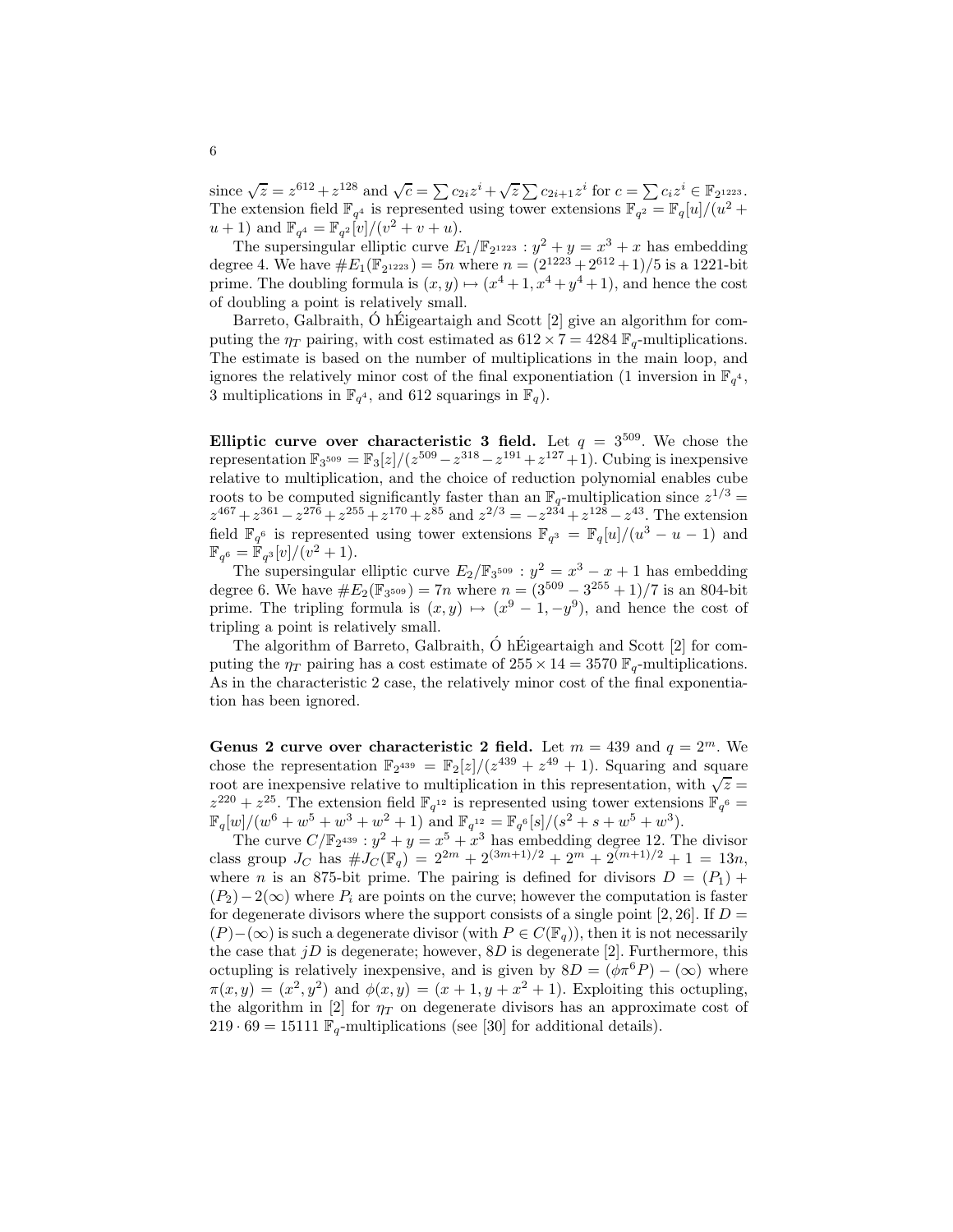since $\sqrt{z} = z^{612} + z^{128}$ and $\sqrt{c} = \sum c_{2i} z^i + \sqrt{z} \sum c_{2i+1} z^i$ for $c = \sum c_i z^i \in \mathbb{F}_{2^{1223}}$. The extension field $\mathbb{F}_{q^4}$ is represented using tower extensions $\mathbb{F}_{q^2} = \mathbb{F}_q[u]/(u^2 + u + 1)$ and $\mathbb{F}_{q^4} = \mathbb{F}_{q^2}[v]/(v^2 + v + u)$.

The supersingular elliptic curve $E_1/\mathbb{F}_{2^{1223}} : y^2 + y = x^3 + x$ has embedding degree 4. We have $\#E_1(\mathbb{F}_{2^{1223}}) = 5n$ where $n = (2^{1223} + 2^{612} + 1)/5$ is a 1221-bit prime. The doubling formula is $(x, y) \mapsto (x^4 + 1, x^4 + y^4 + 1)$, and hence the cost of doubling a point is relatively small.

Barreto, Galbraith, Ó hÉigeartaigh and Scott [2] give an algorithm for computing the $\eta_T$ pairing, with cost estimated as $612 \times 7 = 4284$ $\mathbb{F}_q$-multiplications. The estimate is based on the number of multiplications in the main loop, and ignores the relatively minor cost of the final exponentiation (1 inversion in $\mathbb{F}_{q^4}$, 3 multiplications in $\mathbb{F}_{q^4}$, and 612 squarings in $\mathbb{F}_q$).

**Elliptic curve over characteristic 3 field.** Let $q = 3^{509}$. We chose the representation $\mathbb{F}_{3^{509}} = \mathbb{F}_3[z]/(z^{509} - z^{318} - z^{191} + z^{127} + 1)$. Cubing is inexpensive relative to multiplication, and the choice of reduction polynomial enables cube roots to be computed significantly faster than an $\mathbb{F}_q$-multiplication since $z^{1/3} = z^{467} + z^{361} - z^{276} + z^{255} + z^{170} + z^{85}$ and $z^{2/3} = -z^{234} + z^{128} - z^{43}$. The extension field $\mathbb{F}_{q^6}$ is represented using tower extensions $\mathbb{F}_{q^3} = \mathbb{F}_q[u]/(u^3 - u - 1)$ and $\mathbb{F}_{q^6} = \mathbb{F}_{q^3}[v]/(v^2 + 1)$.

The supersingular elliptic curve $E_2/\mathbb{F}_{3^{509}} : y^2 = x^3 - x + 1$ has embedding degree 6. We have $\#E_2(\mathbb{F}_{3^{509}}) = 7n$ where $n = (3^{509} - 3^{255} + 1)/7$ is an 804-bit prime. The tripling formula is $(x, y) \mapsto (x^9 - 1, -y^9)$, and hence the cost of tripling a point is relatively small.

The algorithm of Barreto, Galbraith, Ó hÉigeartaigh and Scott [2] for computing the $\eta_T$ pairing has a cost estimate of $255 \times 14 = 3570$ $\mathbb{F}_q$-multiplications. As in the characteristic 2 case, the relatively minor cost of the final exponentiation has been ignored.

**Genus 2 curve over characteristic 2 field.** Let $m = 439$ and $q = 2^m$. We chose the representation $\mathbb{F}_{2^{439}} = \mathbb{F}_2[z]/(z^{439} + z^{49} + 1)$. Squaring and square root are inexpensive relative to multiplication in this representation, with $\sqrt{z} = z^{220} + z^{25}$. The extension field $\mathbb{F}_{q^{12}}$ is represented using tower extensions $\mathbb{F}_{q^6} = \mathbb{F}_q[w]/(w^6 + w^5 + w^3 + w^2 + 1)$ and $\mathbb{F}_{q^{12}} = \mathbb{F}_{q^6}[s]/(s^2 + s + w^5 + w^3)$.

The curve $C/\mathbb{F}_{2^{439}} : y^2 + y = x^5 + x^3$ has embedding degree 12. The divisor class group $J_C$ has $\#J_C(\mathbb{F}_q) = 2^{2m} + 2^{(3m+1)/2} + 2^m + 2^{(m+1)/2} + 1 = 13n$, where $n$ is an 875-bit prime. The pairing is defined for divisors $D = (P_1) + (P_2) - 2(\infty)$ where $P_i$ are points on the curve; however the computation is faster for degenerate divisors where the support consists of a single point [2, 26]. If $D = (P) - (\infty)$ is such a degenerate divisor (with $P \in C(\mathbb{F}_q)$), then it is not necessarily the case that $jD$ is degenerate; however, $8D$ is degenerate [2]. Furthermore, this octupling is relatively inexpensive, and is given by $8D = (\phi\pi^6 P) - (\infty)$ where $\pi(x, y) = (x^2, y^2)$ and $\phi(x, y) = (x + 1, y + x^2 + 1)$. Exploiting this octupling, the algorithm in [2] for $\eta_T$ on degenerate divisors has an approximate cost of $219 \cdot 69 = 15111$ $\mathbb{F}_q$-multiplications (see [30] for additional details).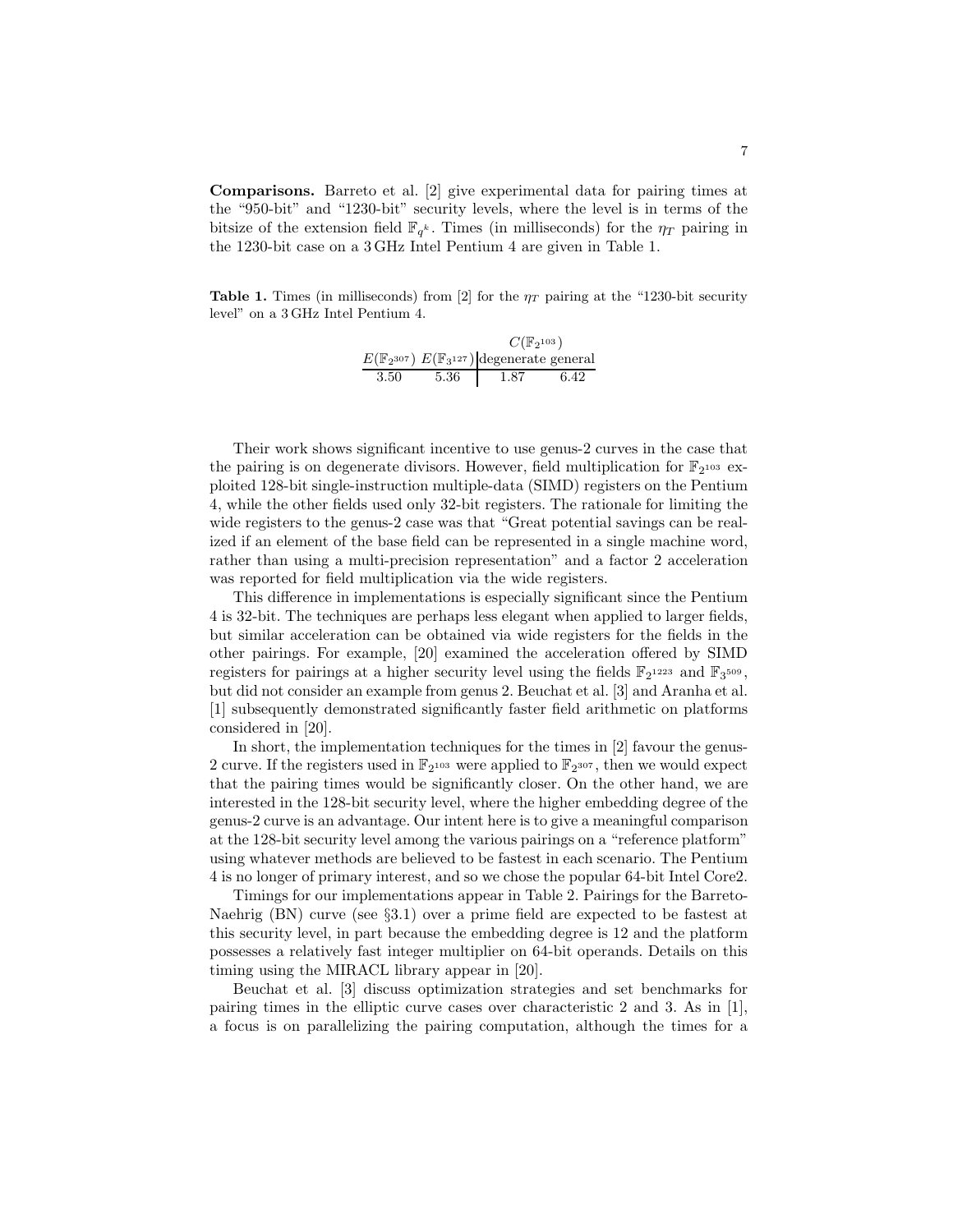**Comparisons.** Barreto et al. [2] give experimental data for pairing times at the "950-bit" and "1230-bit" security levels, where the level is in terms of the bitsize of the extension field $\mathbb{F}_{q^k}$. Times (in milliseconds) for the $\eta_T$ pairing in the 1230-bit case on a 3 GHz Intel Pentium 4 are given in Table 1.

**Table 1.** Times (in milliseconds) from [2] for the $\eta_T$ pairing at the "1230-bit security level" on a 3 GHz Intel Pentium 4.

| | | $C(\mathbb{F}_{2^{103}})$ | |
|---|---|---|---|
| $E(\mathbb{F}_{2^{307}})$ | $E(\mathbb{F}_{3^{127}})$ | degenerate | general |
| 3.50 | 5.36 | 1.87 | 6.42 |

Their work shows significant incentive to use genus-2 curves in the case that the pairing is on degenerate divisors. However, field multiplication for $\mathbb{F}_{2^{103}}$ exploited 128-bit single-instruction multiple-data (SIMD) registers on the Pentium 4, while the other fields used only 32-bit registers. The rationale for limiting the wide registers to the genus-2 case was that "Great potential savings can be realized if an element of the base field can be represented in a single machine word, rather than using a multi-precision representation" and a factor 2 acceleration was reported for field multiplication via the wide registers.

This difference in implementations is especially significant since the Pentium 4 is 32-bit. The techniques are perhaps less elegant when applied to larger fields, but similar acceleration can be obtained via wide registers for the fields in the other pairings. For example, [20] examined the acceleration offered by SIMD registers for pairings at a higher security level using the fields $\mathbb{F}_{2^{1223}}$ and $\mathbb{F}_{3^{509}}$, but did not consider an example from genus 2. Beuchat et al. [3] and Aranha et al. [1] subsequently demonstrated significantly faster field arithmetic on platforms considered in [20].

In short, the implementation techniques for the times in [2] favour the genus-2 curve. If the registers used in $\mathbb{F}_{2^{103}}$ were applied to $\mathbb{F}_{2^{307}}$, then we would expect that the pairing times would be significantly closer. On the other hand, we are interested in the 128-bit security level, where the higher embedding degree of the genus-2 curve is an advantage. Our intent here is to give a meaningful comparison at the 128-bit security level among the various pairings on a "reference platform" using whatever methods are believed to be fastest in each scenario. The Pentium 4 is no longer of primary interest, and so we chose the popular 64-bit Intel Core2.

Timings for our implementations appear in Table 2. Pairings for the Barreto-Naehrig (BN) curve (see §3.1) over a prime field are expected to be fastest at this security level, in part because the embedding degree is 12 and the platform possesses a relatively fast integer multiplier on 64-bit operands. Details on this timing using the MIRACL library appear in [20].

Beuchat et al. [3] discuss optimization strategies and set benchmarks for pairing times in the elliptic curve cases over characteristic 2 and 3. As in [1], a focus is on parallelizing the pairing computation, although the times for a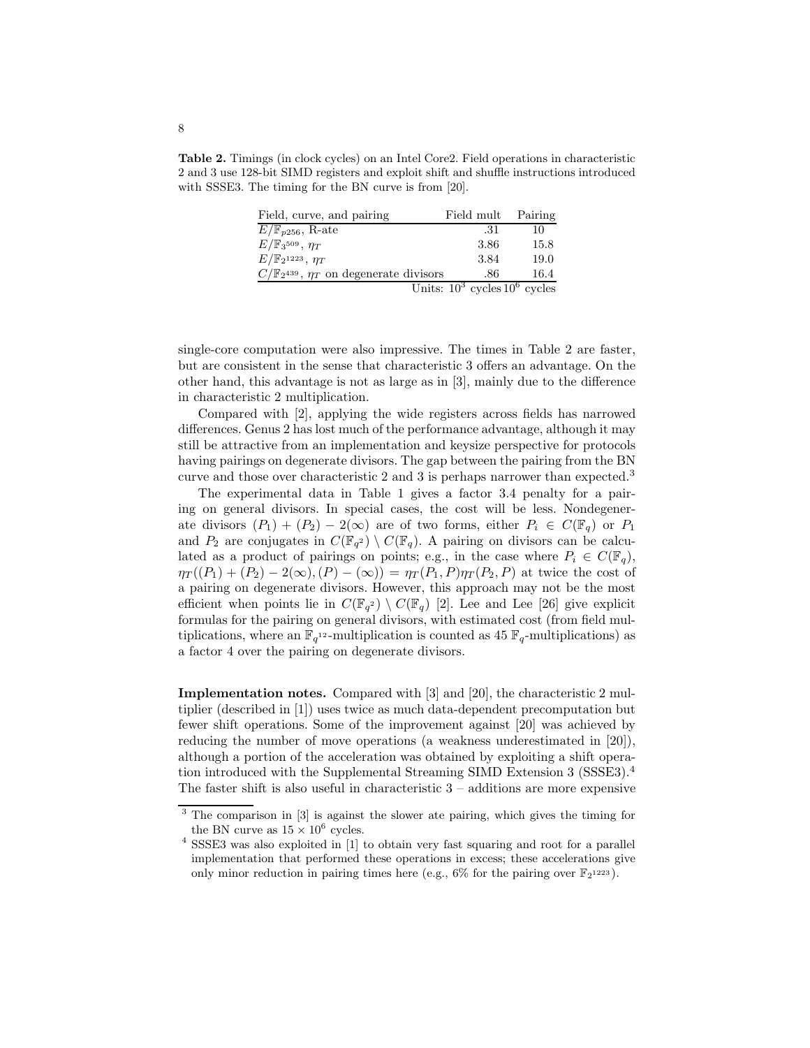**Table 2.** Timings (in clock cycles) on an Intel Core2. Field operations in characteristic 2 and 3 use 128-bit SIMD registers and exploit shift and shuffle instructions introduced with SSSE3. The timing for the BN curve is from [20].

| Field, curve, and pairing | Field mult | Pairing |
|---|---|---|
| $E/\mathbb{F}_{p256}$, R-ate | .31 | 10 |
| $E/\mathbb{F}_{3^{509}}$, $\eta_T$ | 3.86 | 15.8 |
| $E/\mathbb{F}_{2^{1223}}$, $\eta_T$ | 3.84 | 19.0 |
| $C/\mathbb{F}_{2^{439}}$, $\eta_T$ on degenerate divisors | .86 | 16.4 |
| Units: | $10^3$ cycles | $10^6$ cycles |

single-core computation were also impressive. The times in Table 2 are faster, but are consistent in the sense that characteristic 3 offers an advantage. On the other hand, this advantage is not as large as in [3], mainly due to the difference in characteristic 2 multiplication.

Compared with [2], applying the wide registers across fields has narrowed differences. Genus 2 has lost much of the performance advantage, although it may still be attractive from an implementation and keysize perspective for protocols having pairings on degenerate divisors. The gap between the pairing from the BN curve and those over characteristic 2 and 3 is perhaps narrower than expected.[3]

The experimental data in Table 1 gives a factor 3.4 penalty for a pairing on general divisors. In special cases, the cost will be less. Nondegenerate divisors $(P_1) + (P_2) - 2(\infty)$ are of two forms, either $P_i \in C(\mathbb{F}_q)$ or $P_1$ and $P_2$ are conjugates in $C(\mathbb{F}_{q^2}) \setminus C(\mathbb{F}_q)$. A pairing on divisors can be calculated as a product of pairings on points; e.g., in the case where $P_i \in C(\mathbb{F}_q)$, $\eta_T((P_1) + (P_2) - 2(\infty), (P) - (\infty)) = \eta_T(P_1, P)\eta_T(P_2, P)$ at twice the cost of a pairing on degenerate divisors. However, this approach may not be the most efficient when points lie in $C(\mathbb{F}_{q^2}) \setminus C(\mathbb{F}_q)$ [2]. Lee and Lee [26] give explicit formulas for the pairing on general divisors, with estimated cost (from field multiplications, where an $\mathbb{F}_{q^{12}}$-multiplication is counted as 45 $\mathbb{F}_q$-multiplications) as a factor 4 over the pairing on degenerate divisors.

**Implementation notes.** Compared with [3] and [20], the characteristic 2 multiplier (described in [1]) uses twice as much data-dependent precomputation but fewer shift operations. Some of the improvement against [20] was achieved by reducing the number of move operations (a weakness underestimated in [20]), although a portion of the acceleration was obtained by exploiting a shift operation introduced with the Supplemental Streaming SIMD Extension 3 (SSSE3).[4] The faster shift is also useful in characteristic 3 – additions are more expensive

---

[3] The comparison in [3] is against the slower ate pairing, which gives the timing for the BN curve as $15 \times 10^6$ cycles.

[4] SSSE3 was also exploited in [1] to obtain very fast squaring and root for a parallel implementation that performed these operations in excess; these accelerations give only minor reduction in pairing times here (e.g., 6% for the pairing over $\mathbb{F}_{2^{1223}}$).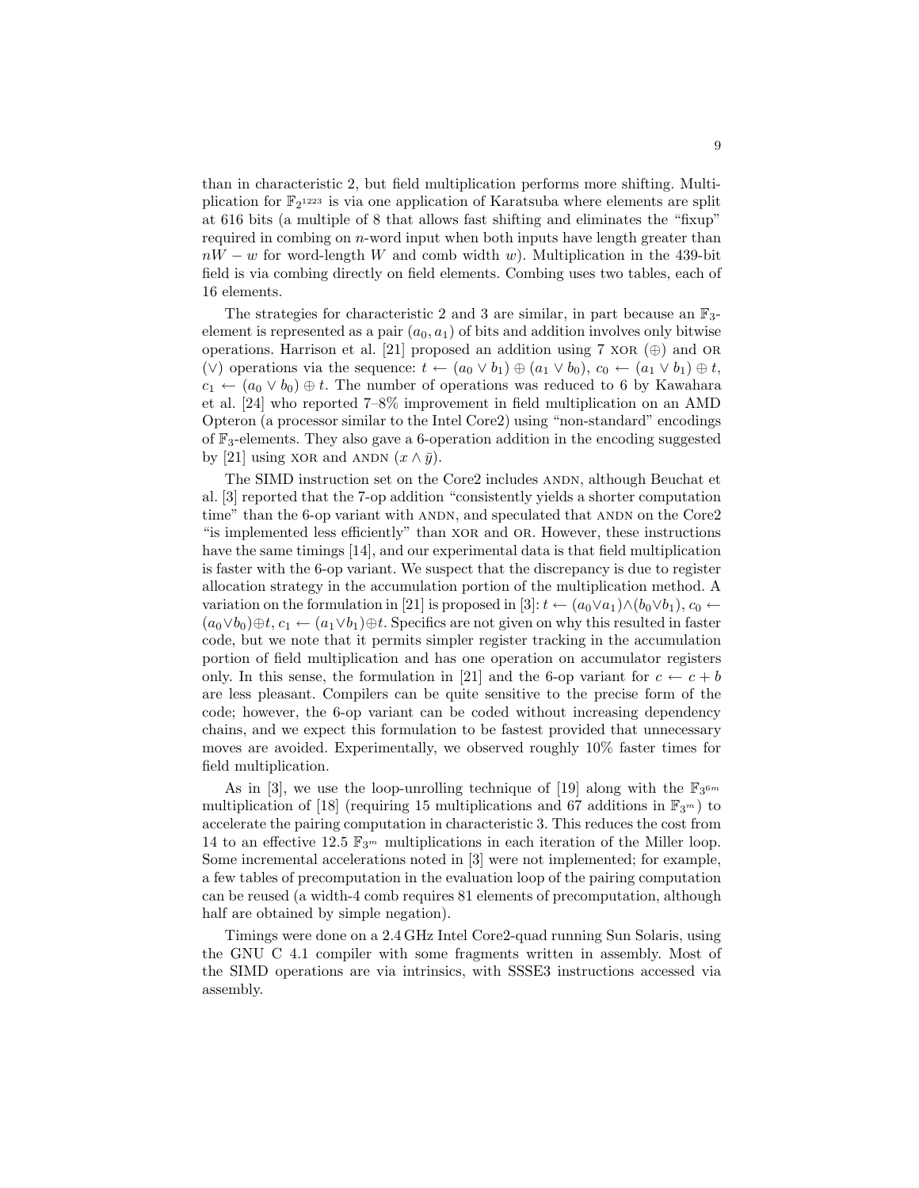than in characteristic 2, but field multiplication performs more shifting. Multiplication for $\mathbb{F}_{2^{1223}}$ is via one application of Karatsuba where elements are split at 616 bits (a multiple of 8 that allows fast shifting and eliminates the "fixup" required in combing on $n$-word input when both inputs have length greater than $nW - w$ for word-length $W$ and comb width $w$). Multiplication in the 439-bit field is via combing directly on field elements. Combing uses two tables, each of 16 elements.

The strategies for characteristic 2 and 3 are similar, in part because an $\mathbb{F}_3$-element is represented as a pair $(a_0, a_1)$ of bits and addition involves only bitwise operations. Harrison et al. [21] proposed an addition using 7 XOR ($\oplus$) and OR ($\vee$) operations via the sequence: $t \leftarrow (a_0 \vee b_1) \oplus (a_1 \vee b_0)$, $c_0 \leftarrow (a_1 \vee b_1) \oplus t$, $c_1 \leftarrow (a_0 \vee b_0) \oplus t$. The number of operations was reduced to 6 by Kawahara et al. [24] who reported 7–8% improvement in field multiplication on an AMD Opteron (a processor similar to the Intel Core2) using "non-standard" encodings of $\mathbb{F}_3$-elements. They also gave a 6-operation addition in the encoding suggested by [21] using XOR and ANDN ($x \wedge \bar{y}$).

The SIMD instruction set on the Core2 includes ANDN, although Beuchat et al. [3] reported that the 7-op addition "consistently yields a shorter computation time" than the 6-op variant with ANDN, and speculated that ANDN on the Core2 "is implemented less efficiently" than XOR and OR. However, these instructions have the same timings [14], and our experimental data is that field multiplication is faster with the 6-op variant. We suspect that the discrepancy is due to register allocation strategy in the accumulation portion of the multiplication method. A variation on the formulation in [21] is proposed in [3]: $t \leftarrow (a_0 \vee a_1) \wedge (b_0 \vee b_1)$, $c_0 \leftarrow (a_0 \vee b_0) \oplus t$, $c_1 \leftarrow (a_1 \vee b_1) \oplus t$. Specifics are not given on why this resulted in faster code, but we note that it permits simpler register tracking in the accumulation portion of field multiplication and has one operation on accumulator registers only. In this sense, the formulation in [21] and the 6-op variant for $c \leftarrow c + b$ are less pleasant. Compilers can be quite sensitive to the precise form of the code; however, the 6-op variant can be coded without increasing dependency chains, and we expect this formulation to be fastest provided that unnecessary moves are avoided. Experimentally, we observed roughly 10% faster times for field multiplication.

As in [3], we use the loop-unrolling technique of [19] along with the $\mathbb{F}_{3^{6m}}$ multiplication of [18] (requiring 15 multiplications and 67 additions in $\mathbb{F}_{3^m}$) to accelerate the pairing computation in characteristic 3. This reduces the cost from 14 to an effective 12.5 $\mathbb{F}_{3^m}$ multiplications in each iteration of the Miller loop. Some incremental accelerations noted in [3] were not implemented; for example, a few tables of precomputation in the evaluation loop of the pairing computation can be reused (a width-4 comb requires 81 elements of precomputation, although half are obtained by simple negation).

Timings were done on a 2.4 GHz Intel Core2-quad running Sun Solaris, using the GNU C 4.1 compiler with some fragments written in assembly. Most of the SIMD operations are via intrinsics, with SSSE3 instructions accessed via assembly.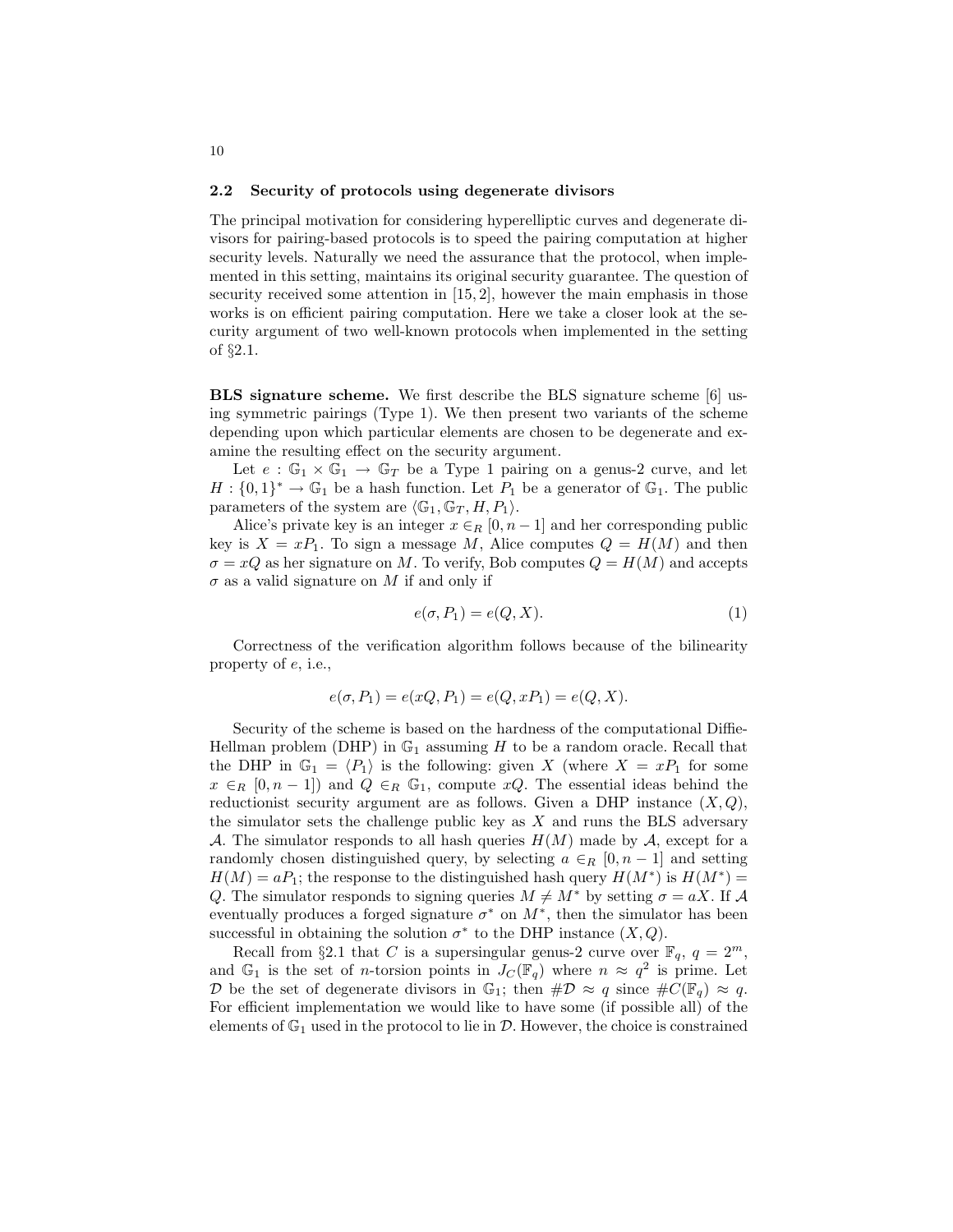### 2.2 Security of protocols using degenerate divisors

The principal motivation for considering hyperelliptic curves and degenerate divisors for pairing-based protocols is to speed the pairing computation at higher security levels. Naturally we need the assurance that the protocol, when implemented in this setting, maintains its original security guarantee. The question of security received some attention in [15, 2], however the main emphasis in those works is on efficient pairing computation. Here we take a closer look at the security argument of two well-known protocols when implemented in the setting of §2.1.

**BLS signature scheme.** We first describe the BLS signature scheme [6] using symmetric pairings (Type 1). We then present two variants of the scheme depending upon which particular elements are chosen to be degenerate and examine the resulting effect on the security argument.

Let $e : \mathbb{G}_1 \times \mathbb{G}_1 \rightarrow \mathbb{G}_T$ be a Type 1 pairing on a genus-2 curve, and let $H : \{0,1\}^* \rightarrow \mathbb{G}_1$ be a hash function. Let $P_1$ be a generator of $\mathbb{G}_1$. The public parameters of the system are $\langle \mathbb{G}_1, \mathbb{G}_T, H, P_1 \rangle$.

Alice's private key is an integer $x \in_R [0, n-1]$ and her corresponding public key is $X = xP_1$. To sign a message $M$, Alice computes $Q = H(M)$ and then $\sigma = xQ$ as her signature on $M$. To verify, Bob computes $Q = H(M)$ and accepts $\sigma$ as a valid signature on $M$ if and only if

$$e(\sigma, P_1) = e(Q, X). \tag{1}$$

Correctness of the verification algorithm follows because of the bilinearity property of $e$, i.e.,

$$e(\sigma, P_1) = e(xQ, P_1) = e(Q, xP_1) = e(Q, X).$$

Security of the scheme is based on the hardness of the computational Diffie-Hellman problem (DHP) in $\mathbb{G}_1$ assuming $H$ to be a random oracle. Recall that the DHP in $\mathbb{G}_1 = \langle P_1 \rangle$ is the following: given $X$ (where $X = xP_1$ for some $x \in_R [0, n-1]$) and $Q \in_R \mathbb{G}_1$, compute $xQ$. The essential ideas behind the reductionist security argument are as follows. Given a DHP instance $(X, Q)$, the simulator sets the challenge public key as $X$ and runs the BLS adversary $\mathcal{A}$. The simulator responds to all hash queries $H(M)$ made by $\mathcal{A}$, except for a randomly chosen distinguished query, by selecting $a \in_R [0, n-1]$ and setting $H(M) = aP_1$; the response to the distinguished hash query $H(M^*)$ is $H(M^*) = Q$. The simulator responds to signing queries $M \neq M^*$ by setting $\sigma = aX$. If $\mathcal{A}$ eventually produces a forged signature $\sigma^*$ on $M^*$, then the simulator has been successful in obtaining the solution $\sigma^*$ to the DHP instance $(X, Q)$.

Recall from §2.1 that $C$ is a supersingular genus-2 curve over $\mathbb{F}_q$, $q = 2^m$, and $\mathbb{G}_1$ is the set of $n$-torsion points in $J_C(\mathbb{F}_q)$ where $n \approx q^2$ is prime. Let $\mathcal{D}$ be the set of degenerate divisors in $\mathbb{G}_1$; then $\#\mathcal{D} \approx q$ since $\#C(\mathbb{F}_q) \approx q$. For efficient implementation we would like to have some (if possible all) of the elements of $\mathbb{G}_1$ used in the protocol to lie in $\mathcal{D}$. However, the choice is constrained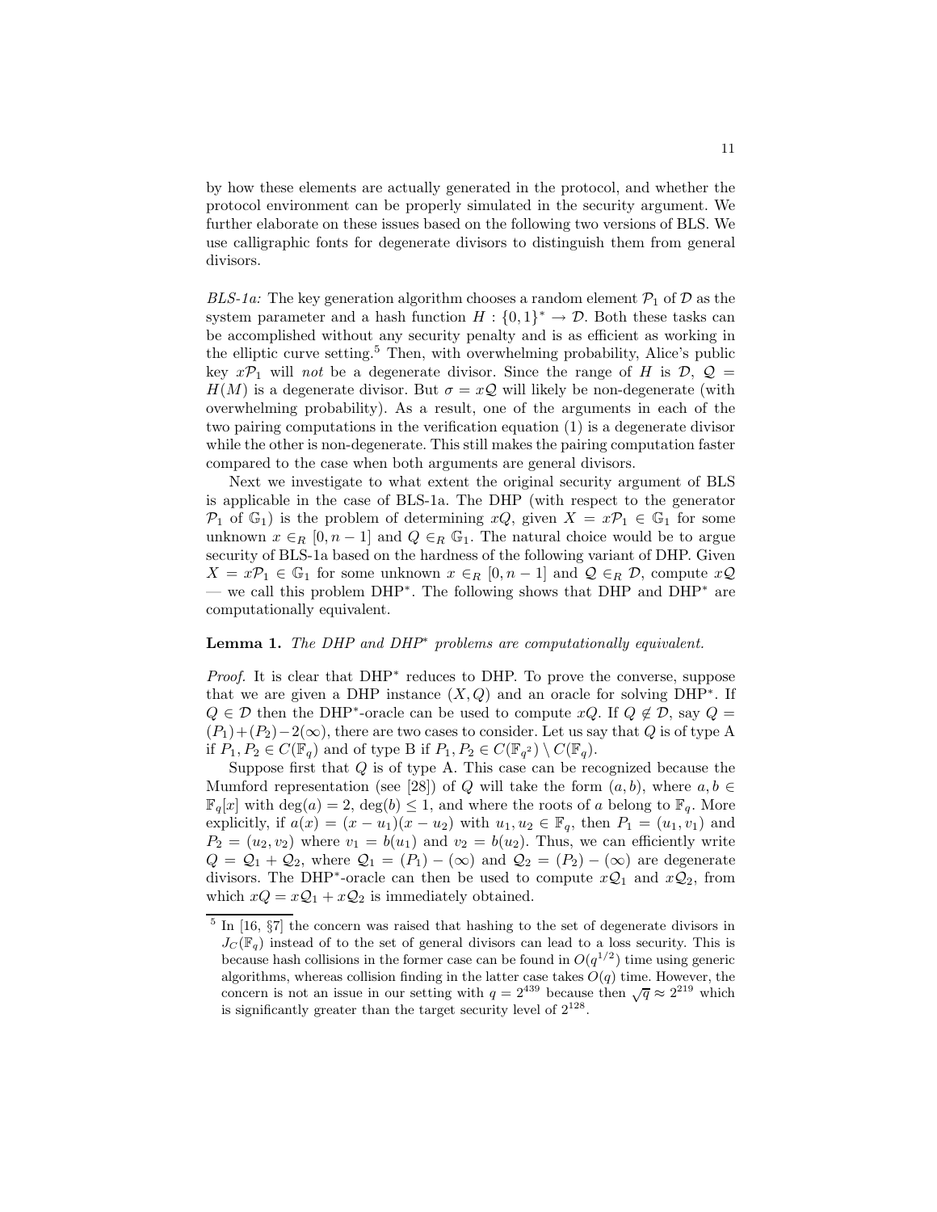by how these elements are actually generated in the protocol, and whether the protocol environment can be properly simulated in the security argument. We further elaborate on these issues based on the following two versions of BLS. We use calligraphic fonts for degenerate divisors to distinguish them from general divisors.

*BLS-1a:* The key generation algorithm chooses a random element $\mathcal{P}_1$ of $\mathcal{D}$ as the system parameter and a hash function $H : \{0,1\}^* \to \mathcal{D}$. Both these tasks can be accomplished without any security penalty and is as efficient as working in the elliptic curve setting.[5] Then, with overwhelming probability, Alice's public key $x\mathcal{P}_1$ will *not* be a degenerate divisor. Since the range of $H$ is $\mathcal{D}$, $\mathcal{Q} = H(M)$ is a degenerate divisor. But $\sigma = x\mathcal{Q}$ will likely be non-degenerate (with overwhelming probability). As a result, one of the arguments in each of the two pairing computations in the verification equation (1) is a degenerate divisor while the other is non-degenerate. This still makes the pairing computation faster compared to the case when both arguments are general divisors.

Next we investigate to what extent the original security argument of BLS is applicable in the case of BLS-1a. The DHP (with respect to the generator $\mathcal{P}_1$ of $\mathbb{G}_1$) is the problem of determining $xQ$, given $X = x\mathcal{P}_1 \in \mathbb{G}_1$ for some unknown $x \in_R [0, n-1]$ and $Q \in_R \mathbb{G}_1$. The natural choice would be to argue security of BLS-1a based on the hardness of the following variant of DHP. Given $X = x\mathcal{P}_1 \in \mathbb{G}_1$ for some unknown $x \in_R [0, n-1]$ and $\mathcal{Q} \in_R \mathcal{D}$, compute $x\mathcal{Q}$ — we call this problem DHP$^*$. The following shows that DHP and DHP$^*$ are computationally equivalent.

**Lemma 1.** *The DHP and DHP$^*$ problems are computationally equivalent.*

*Proof.* It is clear that DHP$^*$ reduces to DHP. To prove the converse, suppose that we are given a DHP instance $(X, Q)$ and an oracle for solving DHP$^*$. If $Q \in \mathcal{D}$ then the DHP$^*$-oracle can be used to compute $xQ$. If $Q \notin \mathcal{D}$, say $Q = (P_1) + (P_2) - 2(\infty)$, there are two cases to consider. Let us say that $Q$ is of type A if $P_1, P_2 \in C(\mathbb{F}_q)$ and of type B if $P_1, P_2 \in C(\mathbb{F}_{q^2}) \setminus C(\mathbb{F}_q)$.

Suppose first that $Q$ is of type A. This case can be recognized because the Mumford representation (see [28]) of $Q$ will take the form $(a, b)$, where $a, b \in \mathbb{F}_q[x]$ with $\deg(a) = 2$, $\deg(b) \le 1$, and where the roots of $a$ belong to $\mathbb{F}_q$. More explicitly, if $a(x) = (x - u_1)(x - u_2)$ with $u_1, u_2 \in \mathbb{F}_q$, then $P_1 = (u_1, v_1)$ and $P_2 = (u_2, v_2)$ where $v_1 = b(u_1)$ and $v_2 = b(u_2)$. Thus, we can efficiently write $Q = \mathcal{Q}_1 + \mathcal{Q}_2$, where $\mathcal{Q}_1 = (P_1) - (\infty)$ and $\mathcal{Q}_2 = (P_2) - (\infty)$ are degenerate divisors. The DHP$^*$-oracle can then be used to compute $x\mathcal{Q}_1$ and $x\mathcal{Q}_2$, from which $xQ = x\mathcal{Q}_1 + x\mathcal{Q}_2$ is immediately obtained.

---

[5] In [16, §7] the concern was raised that hashing to the set of degenerate divisors in $J_C(\mathbb{F}_q)$ instead of to the set of general divisors can lead to a loss security. This is because hash collisions in the former case can be found in $O(q^{1/2})$ time using generic algorithms, whereas collision finding in the latter case takes $O(q)$ time. However, the concern is not an issue in our setting with $q = 2^{439}$ because then $\sqrt{q} \approx 2^{219}$ which is significantly greater than the target security level of $2^{128}$.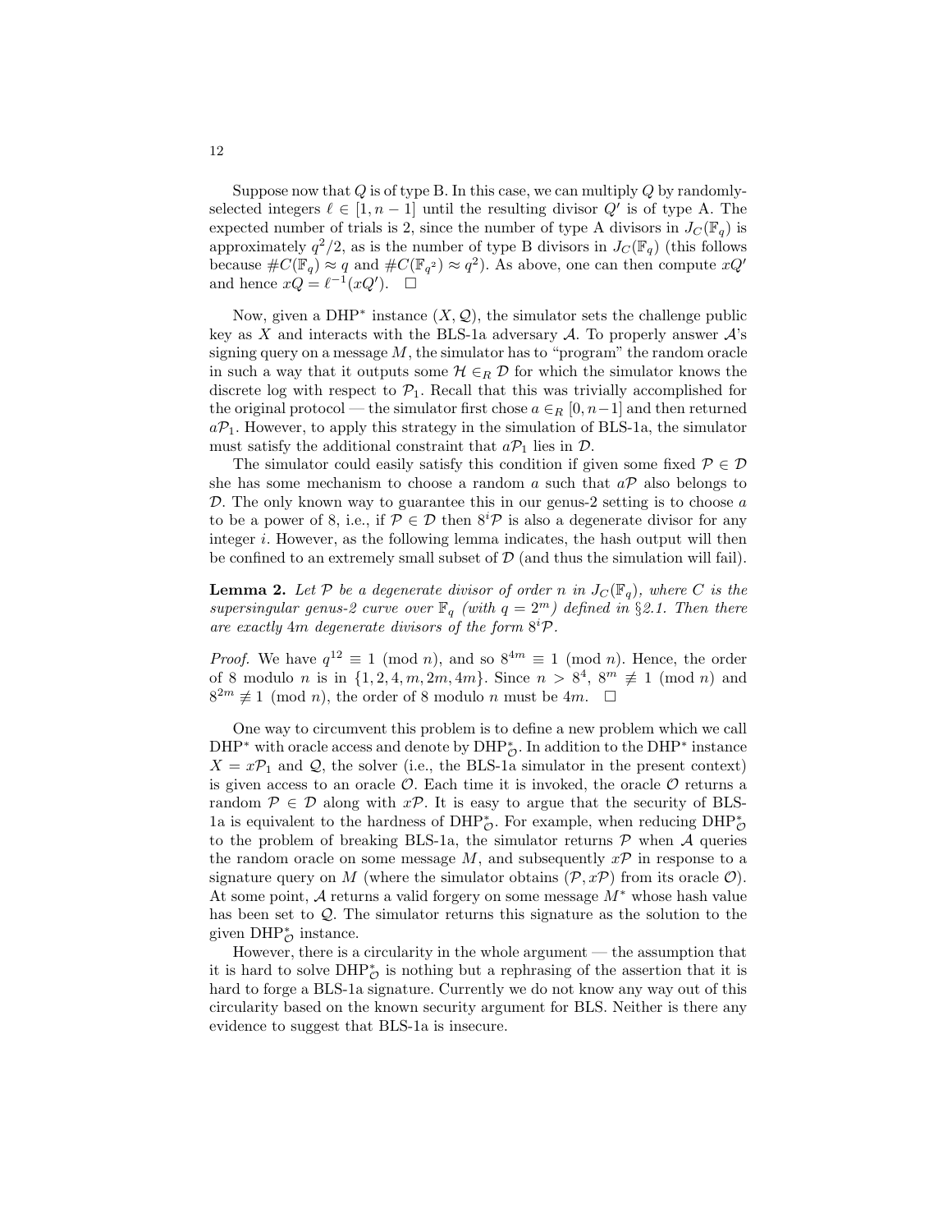Suppose now that $Q$ is of type B. In this case, we can multiply $Q$ by randomly-selected integers $\ell \in [1, n-1]$ until the resulting divisor $Q'$ is of type A. The expected number of trials is 2, since the number of type A divisors in $J_C(\mathbb{F}_q)$ is approximately $q^2/2$, as is the number of type B divisors in $J_C(\mathbb{F}_q)$ (this follows because $\#C(\mathbb{F}_q) \approx q$ and $\#C(\mathbb{F}_{q^2}) \approx q^2$). As above, one can then compute $xQ'$ and hence $xQ = \ell^{-1}(xQ')$. $\square$

Now, given a DHP$^*$ instance $(X, \mathcal{Q})$, the simulator sets the challenge public key as $X$ and interacts with the BLS-1a adversary $\mathcal{A}$. To properly answer $\mathcal{A}$'s signing query on a message $M$, the simulator has to "program" the random oracle in such a way that it outputs some $\mathcal{H} \in_R \mathcal{D}$ for which the simulator knows the discrete log with respect to $\mathcal{P}_1$. Recall that this was trivially accomplished for the original protocol — the simulator first chose $a \in_R [0, n-1]$ and then returned $a\mathcal{P}_1$. However, to apply this strategy in the simulation of BLS-1a, the simulator must satisfy the additional constraint that $a\mathcal{P}_1$ lies in $\mathcal{D}$.

The simulator could easily satisfy this condition if given some fixed $\mathcal{P} \in \mathcal{D}$ she has some mechanism to choose a random $a$ such that $a\mathcal{P}$ also belongs to $\mathcal{D}$. The only known way to guarantee this in our genus-2 setting is to choose $a$ to be a power of 8, i.e., if $\mathcal{P} \in \mathcal{D}$ then $8^i\mathcal{P}$ is also a degenerate divisor for any integer $i$. However, as the following lemma indicates, the hash output will then be confined to an extremely small subset of $\mathcal{D}$ (and thus the simulation will fail).

**Lemma 2.** *Let $\mathcal{P}$ be a degenerate divisor of order $n$ in $J_C(\mathbb{F}_q)$, where $C$ is the supersingular genus-2 curve over $\mathbb{F}_q$ (with $q = 2^m$) defined in §2.1. Then there are exactly $4m$ degenerate divisors of the form $8^i\mathcal{P}$.*

*Proof.* We have $q^{12} \equiv 1 \pmod{n}$, and so $8^{4m} \equiv 1 \pmod{n}$. Hence, the order of 8 modulo $n$ is in $\{1, 2, 4, m, 2m, 4m\}$. Since $n > 8^4$, $8^m \not\equiv 1 \pmod{n}$ and $8^{2m} \not\equiv 1 \pmod{n}$, the order of 8 modulo $n$ must be $4m$. $\square$

One way to circumvent this problem is to define a new problem which we call DHP$^*$ with oracle access and denote by DHP$^*_{\mathcal{O}}$. In addition to the DHP$^*$ instance $X = x\mathcal{P}_1$ and $\mathcal{Q}$, the solver (i.e., the BLS-1a simulator in the present context) is given access to an oracle $\mathcal{O}$. Each time it is invoked, the oracle $\mathcal{O}$ returns a random $\mathcal{P} \in \mathcal{D}$ along with $x\mathcal{P}$. It is easy to argue that the security of BLS-1a is equivalent to the hardness of DHP$^*_{\mathcal{O}}$. For example, when reducing DHP$^*_{\mathcal{O}}$ to the problem of breaking BLS-1a, the simulator returns $\mathcal{P}$ when $\mathcal{A}$ queries the random oracle on some message $M$, and subsequently $x\mathcal{P}$ in response to a signature query on $M$ (where the simulator obtains $(\mathcal{P}, x\mathcal{P})$ from its oracle $\mathcal{O}$). At some point, $\mathcal{A}$ returns a valid forgery on some message $M^*$ whose hash value has been set to $\mathcal{Q}$. The simulator returns this signature as the solution to the given DHP$^*_{\mathcal{O}}$ instance.

However, there is a circularity in the whole argument — the assumption that it is hard to solve DHP$^*_{\mathcal{O}}$ is nothing but a rephrasing of the assertion that it is hard to forge a BLS-1a signature. Currently we do not know any way out of this circularity based on the known security argument for BLS. Neither is there any evidence to suggest that BLS-1a is insecure.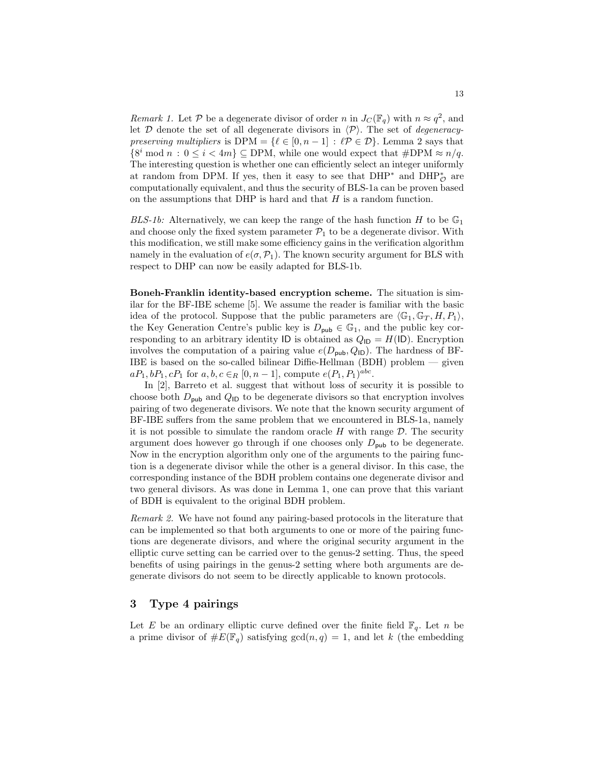*Remark 1.* Let $\mathcal{P}$ be a degenerate divisor of order $n$ in $J_C(\mathbb{F}_q)$ with $n \approx q^2$, and let $\mathcal{D}$ denote the set of all degenerate divisors in $\langle \mathcal{P} \rangle$. The set of *degeneracy-preserving multipliers* is $\text{DPM} = \{\ell \in [0, n-1] : \ell\mathcal{P} \in \mathcal{D}\}$. Lemma 2 says that $\{8^i \bmod n : 0 \leq i < 4m\} \subseteq \text{DPM}$, while one would expect that $\#\text{DPM} \approx n/q$. The interesting question is whether one can efficiently select an integer uniformly at random from DPM. If yes, then it easy to see that $\text{DHP}^*$ and $\text{DHP}^*_{\mathcal{O}}$ are computationally equivalent, and thus the security of BLS-1a can be proven based on the assumptions that DHP is hard and that $H$ is a random function.

*BLS-1b:* Alternatively, we can keep the range of the hash function $H$ to be $\mathbb{G}_1$ and choose only the fixed system parameter $\mathcal{P}_1$ to be a degenerate divisor. With this modification, we still make some efficiency gains in the verification algorithm namely in the evaluation of $e(\sigma, \mathcal{P}_1)$. The known security argument for BLS with respect to DHP can now be easily adapted for BLS-1b.

**Boneh-Franklin identity-based encryption scheme.** The situation is similar for the BF-IBE scheme [5]. We assume the reader is familiar with the basic idea of the protocol. Suppose that the public parameters are $\langle \mathbb{G}_1, \mathbb{G}_T, H, P_1 \rangle$, the Key Generation Centre's public key is $D_{\mathsf{pub}} \in \mathbb{G}_1$, and the public key corresponding to an arbitrary identity $\mathsf{ID}$ is obtained as $Q_{\mathsf{ID}} = H(\mathsf{ID})$. Encryption involves the computation of a pairing value $e(D_{\mathsf{pub}}, Q_{\mathsf{ID}})$. The hardness of BF-IBE is based on the so-called bilinear Diffie-Hellman (BDH) problem — given $aP_1, bP_1, cP_1$ for $a, b, c \in_R [0, n-1]$, compute $e(P_1, P_1)^{abc}$.

In [2], Barreto et al. suggest that without loss of security it is possible to choose both $D_{\mathsf{pub}}$ and $Q_{\mathsf{ID}}$ to be degenerate divisors so that encryption involves pairing of two degenerate divisors. We note that the known security argument of BF-IBE suffers from the same problem that we encountered in BLS-1a, namely it is not possible to simulate the random oracle $H$ with range $\mathcal{D}$. The security argument does however go through if one chooses only $D_{\mathsf{pub}}$ to be degenerate. Now in the encryption algorithm only one of the arguments to the pairing function is a degenerate divisor while the other is a general divisor. In this case, the corresponding instance of the BDH problem contains one degenerate divisor and two general divisors. As was done in Lemma 1, one can prove that this variant of BDH is equivalent to the original BDH problem.

*Remark 2.* We have not found any pairing-based protocols in the literature that can be implemented so that both arguments to one or more of the pairing functions are degenerate divisors, and where the original security argument in the elliptic curve setting can be carried over to the genus-2 setting. Thus, the speed benefits of using pairings in the genus-2 setting where both arguments are degenerate divisors do not seem to be directly applicable to known protocols.

## 3 Type 4 pairings

Let $E$ be an ordinary elliptic curve defined over the finite field $\mathbb{F}_q$. Let $n$ be a prime divisor of $\#E(\mathbb{F}_q)$ satisfying $\gcd(n, q) = 1$, and let $k$ (the embedding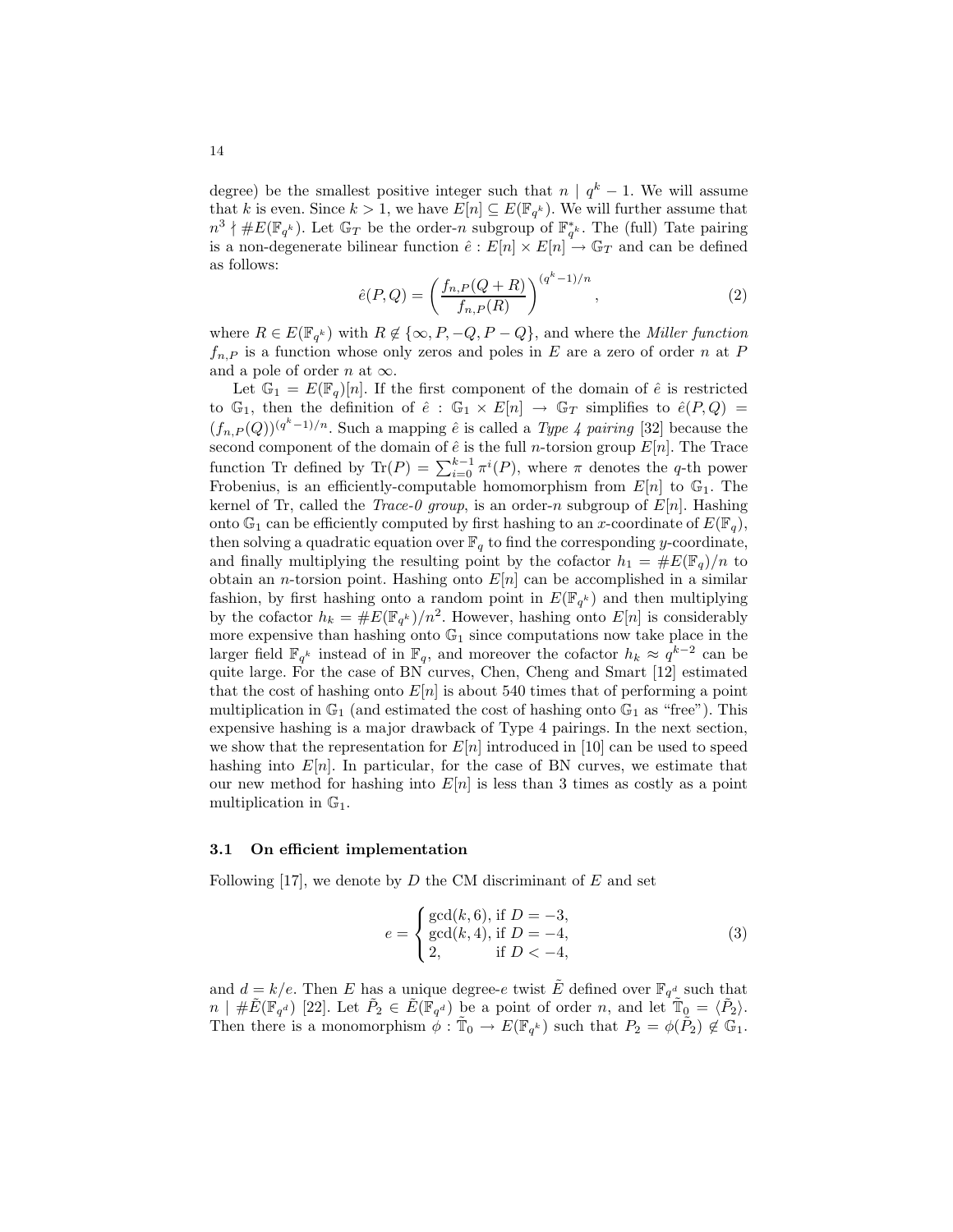degree) be the smallest positive integer such that $n \mid q^k - 1$. We will assume that $k$ is even. Since $k > 1$, we have $E[n] \subseteq E(\mathbb{F}_{q^k})$. We will further assume that $n^3 \nmid \#E(\mathbb{F}_{q^k})$. Let $\mathbb{G}_T$ be the order-$n$ subgroup of $\mathbb{F}_{q^k}^*$. The (full) Tate pairing is a non-degenerate bilinear function $\hat{e} : E[n] \times E[n] \to \mathbb{G}_T$ and can be defined as follows:

$$\hat{e}(P, Q) = \left( \frac{f_{n,P}(Q + R)}{f_{n,P}(R)} \right)^{(q^k - 1)/n}, \tag{2}$$

where $R \in E(\mathbb{F}_{q^k})$ with $R \notin \{\infty, P, -Q, P - Q\}$, and where the *Miller function* $f_{n,P}$ is a function whose only zeros and poles in $E$ are a zero of order $n$ at $P$ and a pole of order $n$ at $\infty$.

Let $\mathbb{G}_1 = E(\mathbb{F}_q)[n]$. If the first component of the domain of $\hat{e}$ is restricted to $\mathbb{G}_1$, then the definition of $\hat{e} : \mathbb{G}_1 \times E[n] \to \mathbb{G}_T$ simplifies to $\hat{e}(P, Q) = (f_{n,P}(Q))^{(q^k-1)/n}$. Such a mapping $\hat{e}$ is called a *Type 4 pairing* [32] because the second component of the domain of $\hat{e}$ is the full $n$-torsion group $E[n]$. The Trace function Tr defined by $\text{Tr}(P) = \sum_{i=0}^{k-1} \pi^i(P)$, where $\pi$ denotes the $q$-th power Frobenius, is an efficiently-computable homomorphism from $E[n]$ to $\mathbb{G}_1$. The kernel of Tr, called the *Trace-0 group*, is an order-$n$ subgroup of $E[n]$. Hashing onto $\mathbb{G}_1$ can be efficiently computed by first hashing to an $x$-coordinate of $E(\mathbb{F}_q)$, then solving a quadratic equation over $\mathbb{F}_q$ to find the corresponding $y$-coordinate, and finally multiplying the resulting point by the cofactor $h_1 = \#E(\mathbb{F}_q)/n$ to obtain an $n$-torsion point. Hashing onto $E[n]$ can be accomplished in a similar fashion, by first hashing onto a random point in $E(\mathbb{F}_{q^k})$ and then multiplying by the cofactor $h_k = \#E(\mathbb{F}_{q^k})/n^2$. However, hashing onto $E[n]$ is considerably more expensive than hashing onto $\mathbb{G}_1$ since computations now take place in the larger field $\mathbb{F}_{q^k}$ instead of in $\mathbb{F}_q$, and moreover the cofactor $h_k \approx q^{k-2}$ can be quite large. For the case of BN curves, Chen, Cheng and Smart [12] estimated that the cost of hashing onto $E[n]$ is about 540 times that of performing a point multiplication in $\mathbb{G}_1$ (and estimated the cost of hashing onto $\mathbb{G}_1$ as "free"). This expensive hashing is a major drawback of Type 4 pairings. In the next section, we show that the representation for $E[n]$ introduced in [10] can be used to speed hashing into $E[n]$. In particular, for the case of BN curves, we estimate that our new method for hashing into $E[n]$ is less than 3 times as costly as a point multiplication in $\mathbb{G}_1$.

### 3.1 On efficient implementation

Following [17], we denote by $D$ the CM discriminant of $E$ and set

$$e = \begin{cases} \gcd(k, 6), & \text{if } D = -3, \\ \gcd(k, 4), & \text{if } D = -4, \\ 2, & \text{if } D < -4, \end{cases} \tag{3}$$

and $d = k/e$. Then $E$ has a unique degree-$e$ twist $\tilde{E}$ defined over $\mathbb{F}_{q^d}$ such that $n \mid \#\tilde{E}(\mathbb{F}_{q^d})$ [22]. Let $\tilde{P}_2 \in \tilde{E}(\mathbb{F}_{q^d})$ be a point of order $n$, and let $\tilde{\mathbb{T}}_0 = \langle \tilde{P}_2 \rangle$. Then there is a monomorphism $\phi : \tilde{\mathbb{T}}_0 \to E(\mathbb{F}_{q^k})$ such that $P_2 = \phi(\tilde{P}_2) \notin \mathbb{G}_1$.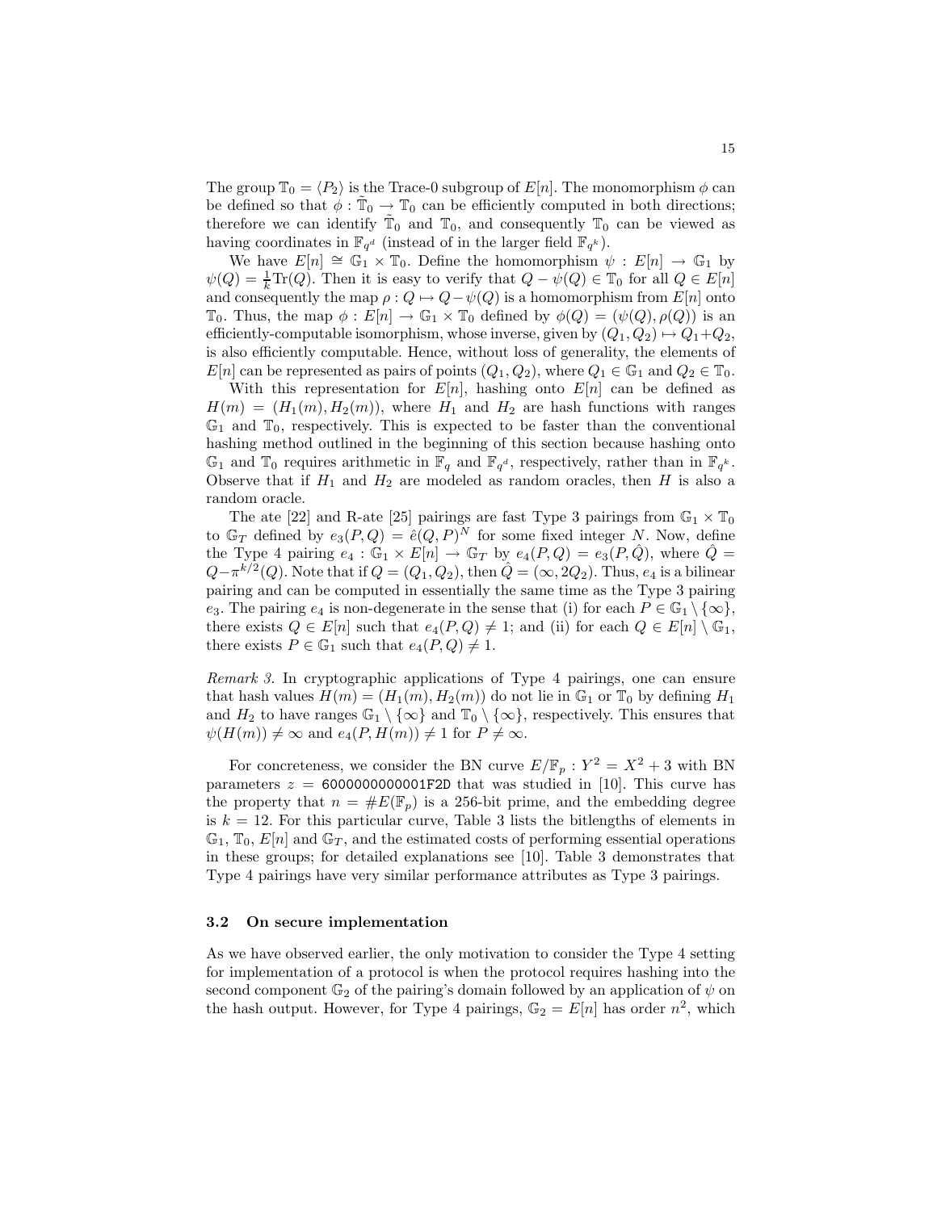The group $\mathbb{T}_0 = \langle P_2 \rangle$ is the Trace-0 subgroup of $E[n]$. The monomorphism $\phi$ can be defined so that $\phi : \tilde{\mathbb{T}}_0 \to \mathbb{T}_0$ can be efficiently computed in both directions; therefore we can identify $\tilde{\mathbb{T}}_0$ and $\mathbb{T}_0$, and consequently $\mathbb{T}_0$ can be viewed as having coordinates in $\mathbb{F}_{q^d}$ (instead of in the larger field $\mathbb{F}_{q^k}$).

We have $E[n] \cong \mathbb{G}_1 \times \mathbb{T}_0$. Define the homomorphism $\psi : E[n] \to \mathbb{G}_1$ by $\psi(Q) = \frac{1}{k}\mathrm{Tr}(Q)$. Then it is easy to verify that $Q - \psi(Q) \in \mathbb{T}_0$ for all $Q \in E[n]$ and consequently the map $\rho : Q \mapsto Q - \psi(Q)$ is a homomorphism from $E[n]$ onto $\mathbb{T}_0$. Thus, the map $\phi : E[n] \to \mathbb{G}_1 \times \mathbb{T}_0$ defined by $\phi(Q) = (\psi(Q), \rho(Q))$ is an efficiently-computable isomorphism, whose inverse, given by $(Q_1, Q_2) \mapsto Q_1 + Q_2$, is also efficiently computable. Hence, without loss of generality, the elements of $E[n]$ can be represented as pairs of points $(Q_1, Q_2)$, where $Q_1 \in \mathbb{G}_1$ and $Q_2 \in \mathbb{T}_0$.

With this representation for $E[n]$, hashing onto $E[n]$ can be defined as $H(m) = (H_1(m), H_2(m))$, where $H_1$ and $H_2$ are hash functions with ranges $\mathbb{G}_1$ and $\mathbb{T}_0$, respectively. This is expected to be faster than the conventional hashing method outlined in the beginning of this section because hashing onto $\mathbb{G}_1$ and $\mathbb{T}_0$ requires arithmetic in $\mathbb{F}_q$ and $\mathbb{F}_{q^d}$, respectively, rather than in $\mathbb{F}_{q^k}$. Observe that if $H_1$ and $H_2$ are modeled as random oracles, then $H$ is also a random oracle.

The ate [22] and R-ate [25] pairings are fast Type 3 pairings from $\mathbb{G}_1 \times \mathbb{T}_0$ to $\mathbb{G}_T$ defined by $e_3(P, Q) = \hat{e}(Q, P)^N$ for some fixed integer $N$. Now, define the Type 4 pairing $e_4 : \mathbb{G}_1 \times E[n] \to \mathbb{G}_T$ by $e_4(P, Q) = e_3(P, \hat{Q})$, where $\hat{Q} = Q - \pi^{k/2}(Q)$. Note that if $Q = (Q_1, Q_2)$, then $\hat{Q} = (\infty, 2Q_2)$. Thus, $e_4$ is a bilinear pairing and can be computed in essentially the same time as the Type 3 pairing $e_3$. The pairing $e_4$ is non-degenerate in the sense that (i) for each $P \in \mathbb{G}_1 \setminus \{\infty\}$, there exists $Q \in E[n]$ such that $e_4(P, Q) \neq 1$; and (ii) for each $Q \in E[n] \setminus \mathbb{G}_1$, there exists $P \in \mathbb{G}_1$ such that $e_4(P, Q) \neq 1$.

*Remark 3.* In cryptographic applications of Type 4 pairings, one can ensure that hash values $H(m) = (H_1(m), H_2(m))$ do not lie in $\mathbb{G}_1$ or $\mathbb{T}_0$ by defining $H_1$ and $H_2$ to have ranges $\mathbb{G}_1 \setminus \{\infty\}$ and $\mathbb{T}_0 \setminus \{\infty\}$, respectively. This ensures that $\psi(H(m)) \neq \infty$ and $e_4(P, H(m)) \neq 1$ for $P \neq \infty$.

For concreteness, we consider the BN curve $E/\mathbb{F}_p : Y^2 = X^2 + 3$ with BN parameters $z =$ `6000000000001F2D` that was studied in [10]. This curve has the property that $n = \#E(\mathbb{F}_p)$ is a 256-bit prime, and the embedding degree is $k = 12$. For this particular curve, Table 3 lists the bitlengths of elements in $\mathbb{G}_1$, $\mathbb{T}_0$, $E[n]$ and $\mathbb{G}_T$, and the estimated costs of performing essential operations in these groups; for detailed explanations see [10]. Table 3 demonstrates that Type 4 pairings have very similar performance attributes as Type 3 pairings.

### 3.2 On secure implementation

As we have observed earlier, the only motivation to consider the Type 4 setting for implementation of a protocol is when the protocol requires hashing into the second component $\mathbb{G}_2$ of the pairing's domain followed by an application of $\psi$ on the hash output. However, for Type 4 pairings, $\mathbb{G}_2 = E[n]$ has order $n^2$, which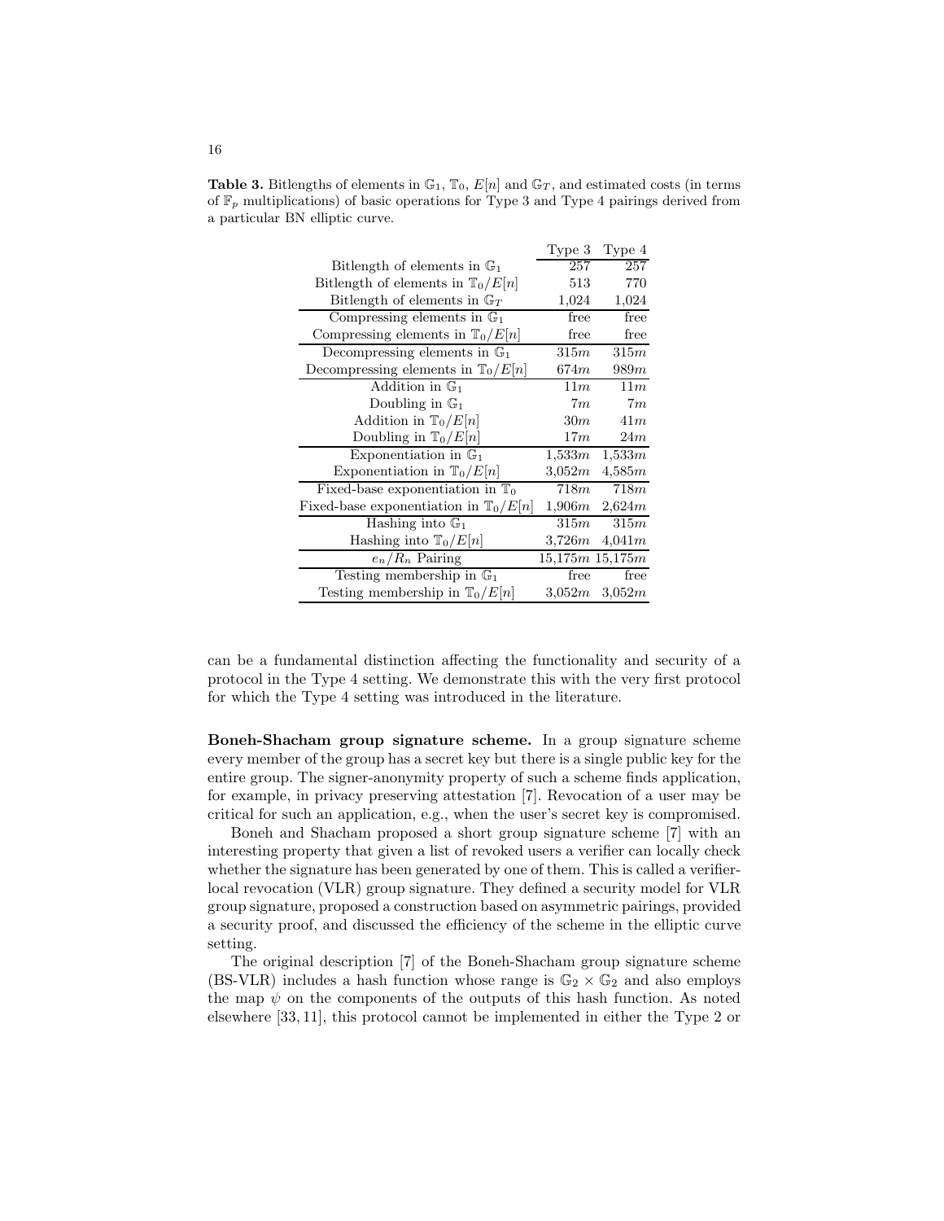**Table 3.** Bitlengths of elements in $\mathbb{G}_1$, $\mathbb{T}_0$, $E[n]$ and $\mathbb{G}_T$, and estimated costs (in terms of $\mathbb{F}_p$ multiplications) of basic operations for Type 3 and Type 4 pairings derived from a particular BN elliptic curve.

| | Type 3 | Type 4 |
|---|---|---|
| Bitlength of elements in $\mathbb{G}_1$ | 257 | 257 |
| Bitlength of elements in $\mathbb{T}_0/E[n]$ | 513 | 770 |
| Bitlength of elements in $\mathbb{G}_T$ | 1,024 | 1,024 |
| Compressing elements in $\mathbb{G}_1$ | free | free |
| Compressing elements in $\mathbb{T}_0/E[n]$ | free | free |
| Decompressing elements in $\mathbb{G}_1$ | $315m$ | $315m$ |
| Decompressing elements in $\mathbb{T}_0/E[n]$ | $674m$ | $989m$ |
| Addition in $\mathbb{G}_1$ | $11m$ | $11m$ |
| Doubling in $\mathbb{G}_1$ | $7m$ | $7m$ |
| Addition in $\mathbb{T}_0/E[n]$ | $30m$ | $41m$ |
| Doubling in $\mathbb{T}_0/E[n]$ | $17m$ | $24m$ |
| Exponentiation in $\mathbb{G}_1$ | $1{,}533m$ | $1{,}533m$ |
| Exponentiation in $\mathbb{T}_0/E[n]$ | $3{,}052m$ | $4{,}585m$ |
| Fixed-base exponentiation in $\mathbb{T}_0$ | $718m$ | $718m$ |
| Fixed-base exponentiation in $\mathbb{T}_0/E[n]$ | $1{,}906m$ | $2{,}624m$ |
| Hashing into $\mathbb{G}_1$ | $315m$ | $315m$ |
| Hashing into $\mathbb{T}_0/E[n]$ | $3{,}726m$ | $4{,}041m$ |
| $e_n/R_n$ Pairing | $15{,}175m$ | $15{,}175m$ |
| Testing membership in $\mathbb{G}_1$ | free | free |
| Testing membership in $\mathbb{T}_0/E[n]$ | $3{,}052m$ | $3{,}052m$ |

can be a fundamental distinction affecting the functionality and security of a protocol in the Type 4 setting. We demonstrate this with the very first protocol for which the Type 4 setting was introduced in the literature.

**Boneh-Shacham group signature scheme.** In a group signature scheme every member of the group has a secret key but there is a single public key for the entire group. The signer-anonymity property of such a scheme finds application, for example, in privacy preserving attestation [7]. Revocation of a user may be critical for such an application, e.g., when the user's secret key is compromised.

Boneh and Shacham proposed a short group signature scheme [7] with an interesting property that given a list of revoked users a verifier can locally check whether the signature has been generated by one of them. This is called a verifier-local revocation (VLR) group signature. They defined a security model for VLR group signature, proposed a construction based on asymmetric pairings, provided a security proof, and discussed the efficiency of the scheme in the elliptic curve setting.

The original description [7] of the Boneh-Shacham group signature scheme (BS-VLR) includes a hash function whose range is $\mathbb{G}_2 \times \mathbb{G}_2$ and also employs the map $\psi$ on the components of the outputs of this hash function. As noted elsewhere [33, 11], this protocol cannot be implemented in either the Type 2 or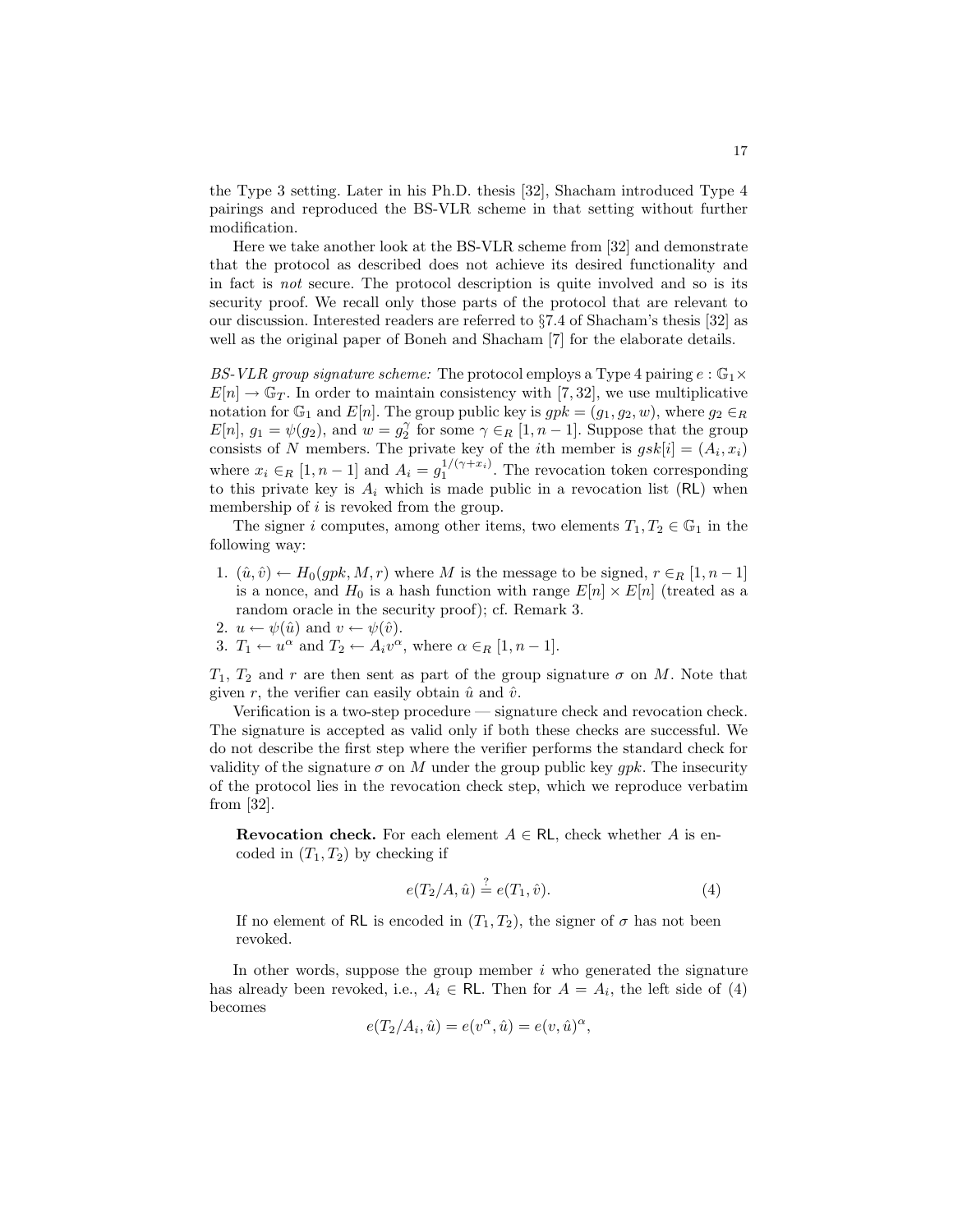the Type 3 setting. Later in his Ph.D. thesis [32], Shacham introduced Type 4 pairings and reproduced the BS-VLR scheme in that setting without further modification.

Here we take another look at the BS-VLR scheme from [32] and demonstrate that the protocol as described does not achieve its desired functionality and in fact is *not* secure. The protocol description is quite involved and so is its security proof. We recall only those parts of the protocol that are relevant to our discussion. Interested readers are referred to §7.4 of Shacham's thesis [32] as well as the original paper of Boneh and Shacham [7] for the elaborate details.

*BS-VLR group signature scheme:* The protocol employs a Type 4 pairing $e : \mathbb{G}_1 \times E[n] \rightarrow \mathbb{G}_T$. In order to maintain consistency with [7, 32], we use multiplicative notation for $\mathbb{G}_1$ and $E[n]$. The group public key is $gpk = (g_1, g_2, w)$, where $g_2 \in_R E[n]$, $g_1 = \psi(g_2)$, and $w = g_2^{\gamma}$ for some $\gamma \in_R [1, n-1]$. Suppose that the group consists of $N$ members. The private key of the $i$th member is $gsk[i] = (A_i, x_i)$ where $x_i \in_R [1, n-1]$ and $A_i = g_1^{1/(\gamma + x_i)}$. The revocation token corresponding to this private key is $A_i$ which is made public in a revocation list (RL) when membership of $i$ is revoked from the group.

The signer $i$ computes, among other items, two elements $T_1, T_2 \in \mathbb{G}_1$ in the following way:

1. $(\hat{u}, \hat{v}) \leftarrow H_0(gpk, M, r)$ where $M$ is the message to be signed, $r \in_R [1, n-1]$ is a nonce, and $H_0$ is a hash function with range $E[n] \times E[n]$ (treated as a random oracle in the security proof); cf. Remark 3.
2. $u \leftarrow \psi(\hat{u})$ and $v \leftarrow \psi(\hat{v})$.
3. $T_1 \leftarrow u^{\alpha}$ and $T_2 \leftarrow A_i v^{\alpha}$, where $\alpha \in_R [1, n-1]$.

$T_1$, $T_2$ and $r$ are then sent as part of the group signature $\sigma$ on $M$. Note that given $r$, the verifier can easily obtain $\hat{u}$ and $\hat{v}$.

Verification is a two-step procedure — signature check and revocation check. The signature is accepted as valid only if both these checks are successful. We do not describe the first step where the verifier performs the standard check for validity of the signature $\sigma$ on $M$ under the group public key $gpk$. The insecurity of the protocol lies in the revocation check step, which we reproduce verbatim from [32].

> **Revocation check.** For each element $A \in \mathsf{RL}$, check whether $A$ is encoded in $(T_1, T_2)$ by checking if
>
> $$e(T_2/A, \hat{u}) \stackrel{?}{=} e(T_1, \hat{v}). \tag{4}$$
>
> If no element of RL is encoded in $(T_1, T_2)$, the signer of $\sigma$ has not been revoked.

In other words, suppose the group member $i$ who generated the signature has already been revoked, i.e., $A_i \in \mathsf{RL}$. Then for $A = A_i$, the left side of (4) becomes

$$e(T_2/A_i, \hat{u}) = e(v^{\alpha}, \hat{u}) = e(v, \hat{u})^{\alpha},$$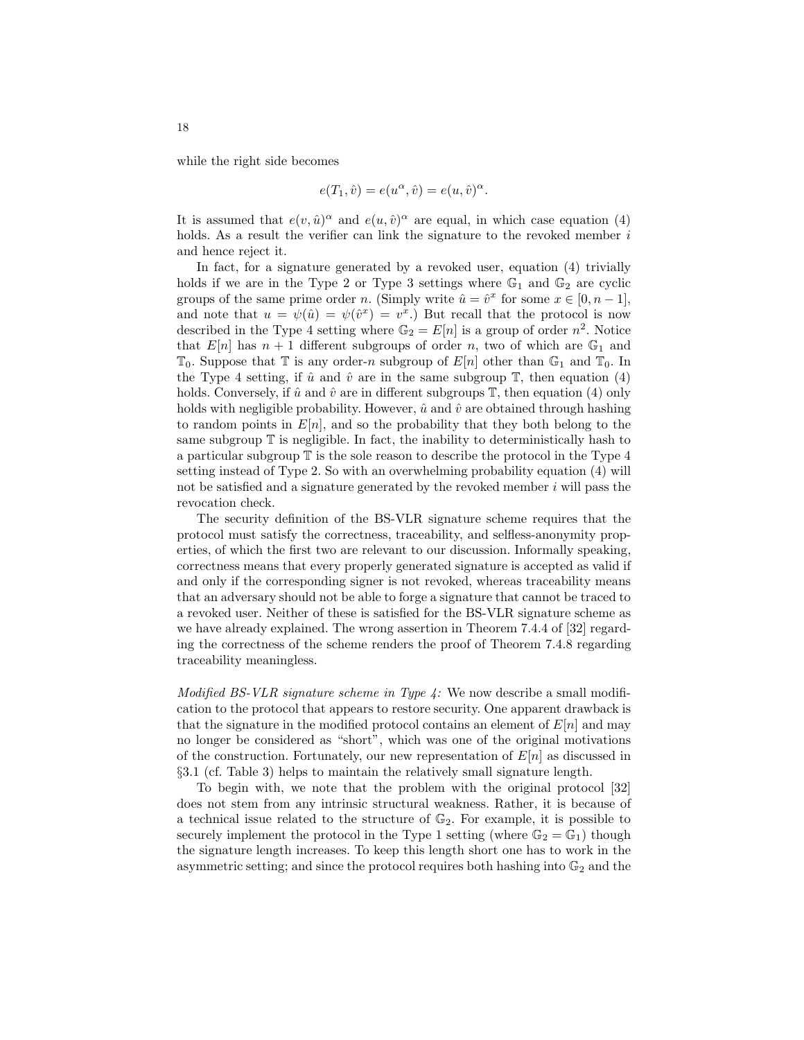while the right side becomes

$$e(T_1, \hat{v}) = e(u^\alpha, \hat{v}) = e(u, \hat{v})^\alpha.$$

It is assumed that $e(v, \hat{u})^\alpha$ and $e(u, \hat{v})^\alpha$ are equal, in which case equation (4) holds. As a result the verifier can link the signature to the revoked member $i$ and hence reject it.

In fact, for a signature generated by a revoked user, equation (4) trivially holds if we are in the Type 2 or Type 3 settings where $\mathbb{G}_1$ and $\mathbb{G}_2$ are cyclic groups of the same prime order $n$. (Simply write $\hat{u} = \hat{v}^x$ for some $x \in [0, n-1]$, and note that $u = \psi(\hat{u}) = \psi(\hat{v}^x) = v^x$.) But recall that the protocol is now described in the Type 4 setting where $\mathbb{G}_2 = E[n]$ is a group of order $n^2$. Notice that $E[n]$ has $n+1$ different subgroups of order $n$, two of which are $\mathbb{G}_1$ and $\mathbb{T}_0$. Suppose that $\mathbb{T}$ is any order-$n$ subgroup of $E[n]$ other than $\mathbb{G}_1$ and $\mathbb{T}_0$. In the Type 4 setting, if $\hat{u}$ and $\hat{v}$ are in the same subgroup $\mathbb{T}$, then equation (4) holds. Conversely, if $\hat{u}$ and $\hat{v}$ are in different subgroups $\mathbb{T}$, then equation (4) only holds with negligible probability. However, $\hat{u}$ and $\hat{v}$ are obtained through hashing to random points in $E[n]$, and so the probability that they both belong to the same subgroup $\mathbb{T}$ is negligible. In fact, the inability to deterministically hash to a particular subgroup $\mathbb{T}$ is the sole reason to describe the protocol in the Type 4 setting instead of Type 2. So with an overwhelming probability equation (4) will not be satisfied and a signature generated by the revoked member $i$ will pass the revocation check.

The security definition of the BS-VLR signature scheme requires that the protocol must satisfy the correctness, traceability, and selfless-anonymity properties, of which the first two are relevant to our discussion. Informally speaking, correctness means that every properly generated signature is accepted as valid if and only if the corresponding signer is not revoked, whereas traceability means that an adversary should not be able to forge a signature that cannot be traced to a revoked user. Neither of these is satisfied for the BS-VLR signature scheme as we have already explained. The wrong assertion in Theorem 7.4.4 of [32] regarding the correctness of the scheme renders the proof of Theorem 7.4.8 regarding traceability meaningless.

*Modified BS-VLR signature scheme in Type 4:* We now describe a small modification to the protocol that appears to restore security. One apparent drawback is that the signature in the modified protocol contains an element of $E[n]$ and may no longer be considered as "short", which was one of the original motivations of the construction. Fortunately, our new representation of $E[n]$ as discussed in §3.1 (cf. Table 3) helps to maintain the relatively small signature length.

To begin with, we note that the problem with the original protocol [32] does not stem from any intrinsic structural weakness. Rather, it is because of a technical issue related to the structure of $\mathbb{G}_2$. For example, it is possible to securely implement the protocol in the Type 1 setting (where $\mathbb{G}_2 = \mathbb{G}_1$) though the signature length increases. To keep this length short one has to work in the asymmetric setting; and since the protocol requires both hashing into $\mathbb{G}_2$ and the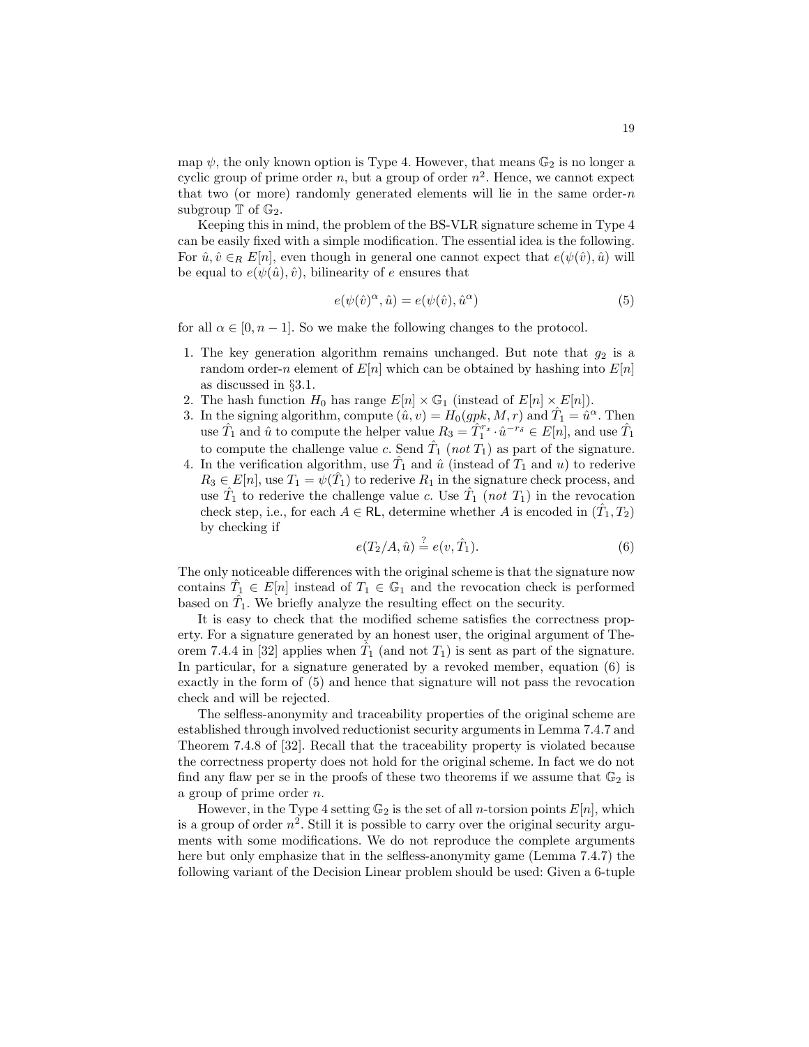map $\psi$, the only known option is Type 4. However, that means $\mathbb{G}_2$ is no longer a cyclic group of prime order $n$, but a group of order $n^2$. Hence, we cannot expect that two (or more) randomly generated elements will lie in the same order-$n$ subgroup $\mathbb{T}$ of $\mathbb{G}_2$.

Keeping this in mind, the problem of the BS-VLR signature scheme in Type 4 can be easily fixed with a simple modification. The essential idea is the following. For $\hat{u}, \hat{v} \in_R E[n]$, even though in general one cannot expect that $e(\psi(\hat{v}), \hat{u})$ will be equal to $e(\psi(\hat{u}), \hat{v})$, bilinearity of $e$ ensures that

$$e(\psi(\hat{v})^\alpha, \hat{u}) = e(\psi(\hat{v}), \hat{u}^\alpha) \tag{5}$$

for all $\alpha \in [0, n-1]$. So we make the following changes to the protocol.

1. The key generation algorithm remains unchanged. But note that $g_2$ is a random order-$n$ element of $E[n]$ which can be obtained by hashing into $E[n]$ as discussed in §3.1.
2. The hash function $H_0$ has range $E[n] \times \mathbb{G}_1$ (instead of $E[n] \times E[n]$).
3. In the signing algorithm, compute $(\hat{u}, v) = H_0(gpk, M, r)$ and $\hat{T}_1 = \hat{u}^\alpha$. Then use $\hat{T}_1$ and $\hat{u}$ to compute the helper value $R_3 = \hat{T}_1^{r_x} \cdot \hat{u}^{-r_\delta} \in E[n]$, and use $\hat{T}_1$ to compute the challenge value $c$. Send $\hat{T}_1$ (*not* $T_1$) as part of the signature.
4. In the verification algorithm, use $\hat{T}_1$ and $\hat{u}$ (instead of $T_1$ and $u$) to rederive $R_3 \in E[n]$, use $T_1 = \psi(\hat{T}_1)$ to rederive $R_1$ in the signature check process, and use $\hat{T}_1$ to rederive the challenge value $c$. Use $\hat{T}_1$ (*not* $T_1$) in the revocation check step, i.e., for each $A \in \mathsf{RL}$, determine whether $A$ is encoded in $(\hat{T}_1, T_2)$ by checking if

$$e(T_2/A, \hat{u}) \stackrel{?}{=} e(v, \hat{T}_1). \tag{6}$$

The only noticeable differences with the original scheme is that the signature now contains $\hat{T}_1 \in E[n]$ instead of $T_1 \in \mathbb{G}_1$ and the revocation check is performed based on $\hat{T}_1$. We briefly analyze the resulting effect on the security.

It is easy to check that the modified scheme satisfies the correctness property. For a signature generated by an honest user, the original argument of Theorem 7.4.4 in [32] applies when $\hat{T}_1$ (and not $T_1$) is sent as part of the signature. In particular, for a signature generated by a revoked member, equation (6) is exactly in the form of (5) and hence that signature will not pass the revocation check and will be rejected.

The selfless-anonymity and traceability properties of the original scheme are established through involved reductionist security arguments in Lemma 7.4.7 and Theorem 7.4.8 of [32]. Recall that the traceability property is violated because the correctness property does not hold for the original scheme. In fact we do not find any flaw per se in the proofs of these two theorems if we assume that $\mathbb{G}_2$ is a group of prime order $n$.

However, in the Type 4 setting $\mathbb{G}_2$ is the set of all $n$-torsion points $E[n]$, which is a group of order $n^2$. Still it is possible to carry over the original security arguments with some modifications. We do not reproduce the complete arguments here but only emphasize that in the selfless-anonymity game (Lemma 7.4.7) the following variant of the Decision Linear problem should be used: Given a 6-tuple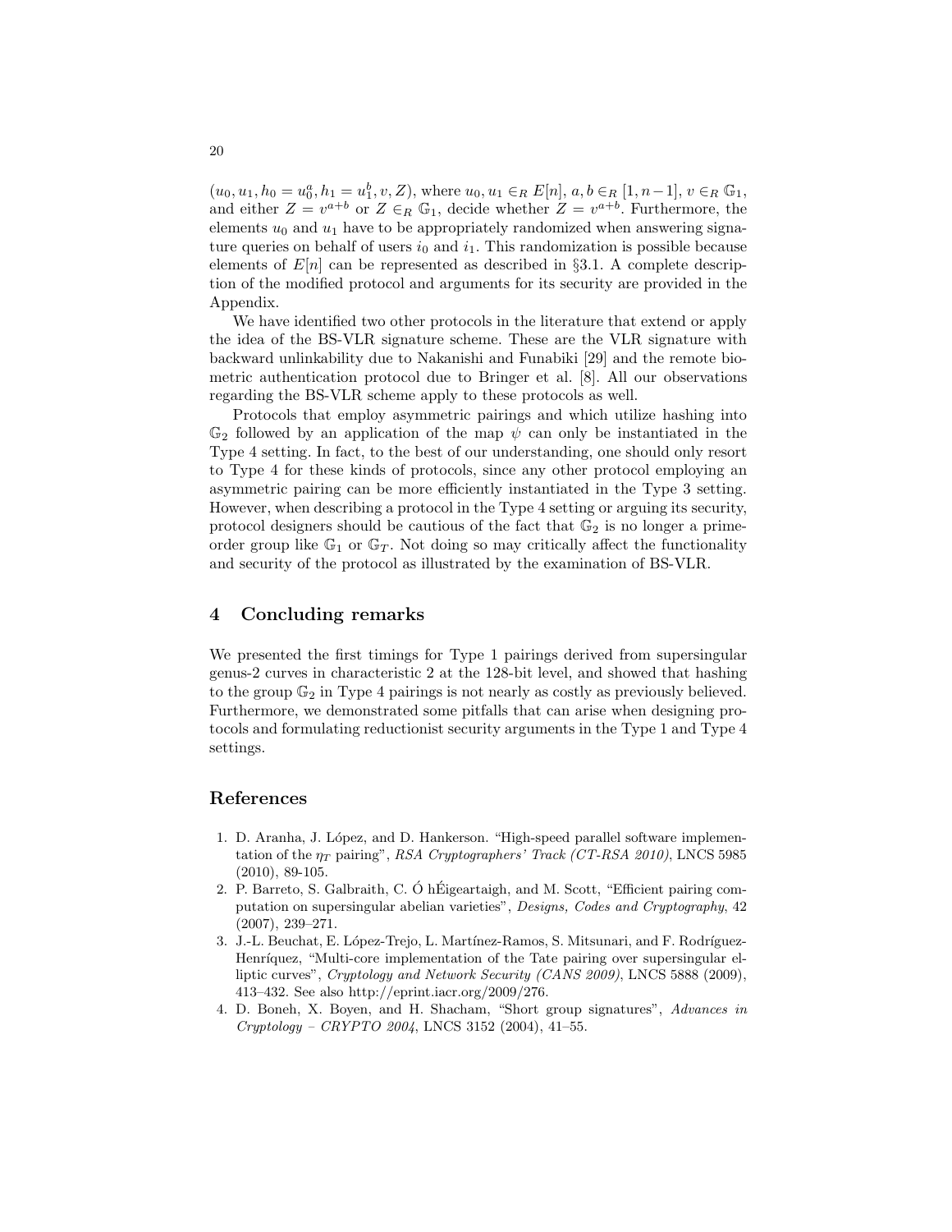$(u_0, u_1, h_0 = u_0^a, h_1 = u_1^b, v, Z)$, where $u_0, u_1 \in_R E[n]$, $a, b \in_R [1, n-1]$, $v \in_R \mathbb{G}_1$, and either $Z = v^{a+b}$ or $Z \in_R \mathbb{G}_1$, decide whether $Z = v^{a+b}$. Furthermore, the elements $u_0$ and $u_1$ have to be appropriately randomized when answering signature queries on behalf of users $i_0$ and $i_1$. This randomization is possible because elements of $E[n]$ can be represented as described in §3.1. A complete description of the modified protocol and arguments for its security are provided in the Appendix.

We have identified two other protocols in the literature that extend or apply the idea of the BS-VLR signature scheme. These are the VLR signature with backward unlinkability due to Nakanishi and Funabiki [29] and the remote biometric authentication protocol due to Bringer et al. [8]. All our observations regarding the BS-VLR scheme apply to these protocols as well.

Protocols that employ asymmetric pairings and which utilize hashing into $\mathbb{G}_2$ followed by an application of the map $\psi$ can only be instantiated in the Type 4 setting. In fact, to the best of our understanding, one should only resort to Type 4 for these kinds of protocols, since any other protocol employing an asymmetric pairing can be more efficiently instantiated in the Type 3 setting. However, when describing a protocol in the Type 4 setting or arguing its security, protocol designers should be cautious of the fact that $\mathbb{G}_2$ is no longer a prime-order group like $\mathbb{G}_1$ or $\mathbb{G}_T$. Not doing so may critically affect the functionality and security of the protocol as illustrated by the examination of BS-VLR.

## 4 Concluding remarks

We presented the first timings for Type 1 pairings derived from supersingular genus-2 curves in characteristic 2 at the 128-bit level, and showed that hashing to the group $\mathbb{G}_2$ in Type 4 pairings is not nearly as costly as previously believed. Furthermore, we demonstrated some pitfalls that can arise when designing protocols and formulating reductionist security arguments in the Type 1 and Type 4 settings.

## References

1. D. Aranha, J. López, and D. Hankerson. "High-speed parallel software implementation of the $\eta_T$ pairing", *RSA Cryptographers' Track (CT-RSA 2010)*, LNCS 5985 (2010), 89-105.
2. P. Barreto, S. Galbraith, C. Ó hÉigeartaigh, and M. Scott, "Efficient pairing computation on supersingular abelian varieties", *Designs, Codes and Cryptography*, 42 (2007), 239–271.
3. J.-L. Beuchat, E. López-Trejo, L. Martínez-Ramos, S. Mitsunari, and F. Rodríguez-Henríquez, "Multi-core implementation of the Tate pairing over supersingular elliptic curves", *Cryptology and Network Security (CANS 2009)*, LNCS 5888 (2009), 413–432. See also http://eprint.iacr.org/2009/276.
4. D. Boneh, X. Boyen, and H. Shacham, "Short group signatures", *Advances in Cryptology – CRYPTO 2004*, LNCS 3152 (2004), 41–55.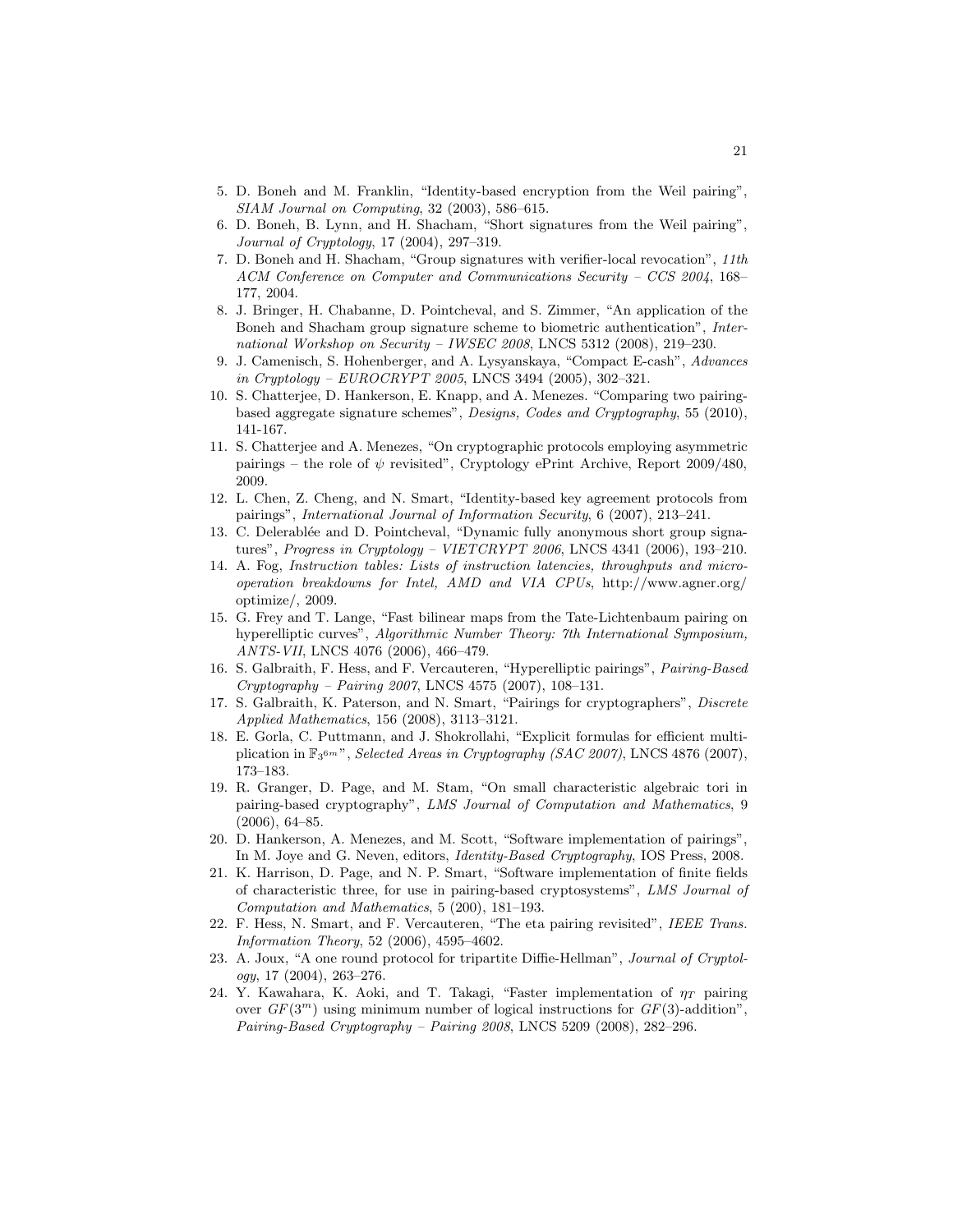5. D. Boneh and M. Franklin, "Identity-based encryption from the Weil pairing", *SIAM Journal on Computing*, 32 (2003), 586–615.
6. D. Boneh, B. Lynn, and H. Shacham, "Short signatures from the Weil pairing", *Journal of Cryptology*, 17 (2004), 297–319.
7. D. Boneh and H. Shacham, "Group signatures with verifier-local revocation", *11th ACM Conference on Computer and Communications Security – CCS 2004*, 168–177, 2004.
8. J. Bringer, H. Chabanne, D. Pointcheval, and S. Zimmer, "An application of the Boneh and Shacham group signature scheme to biometric authentication", *International Workshop on Security – IWSEC 2008*, LNCS 5312 (2008), 219–230.
9. J. Camenisch, S. Hohenberger, and A. Lysyanskaya, "Compact E-cash", *Advances in Cryptology – EUROCRYPT 2005*, LNCS 3494 (2005), 302–321.
10. S. Chatterjee, D. Hankerson, E. Knapp, and A. Menezes. "Comparing two pairing-based aggregate signature schemes", *Designs, Codes and Cryptography*, 55 (2010), 141-167.
11. S. Chatterjee and A. Menezes, "On cryptographic protocols employing asymmetric pairings – the role of $\psi$ revisited", Cryptology ePrint Archive, Report 2009/480, 2009.
12. L. Chen, Z. Cheng, and N. Smart, "Identity-based key agreement protocols from pairings", *International Journal of Information Security*, 6 (2007), 213–241.
13. C. Delerablée and D. Pointcheval, "Dynamic fully anonymous short group signatures", *Progress in Cryptology – VIETCRYPT 2006*, LNCS 4341 (2006), 193–210.
14. A. Fog, *Instruction tables: Lists of instruction latencies, throughputs and micro-operation breakdowns for Intel, AMD and VIA CPUs*, http://www.agner.org/optimize/, 2009.
15. G. Frey and T. Lange, "Fast bilinear maps from the Tate-Lichtenbaum pairing on hyperelliptic curves", *Algorithmic Number Theory: 7th International Symposium, ANTS-VII*, LNCS 4076 (2006), 466–479.
16. S. Galbraith, F. Hess, and F. Vercauteren, "Hyperelliptic pairings", *Pairing-Based Cryptography – Pairing 2007*, LNCS 4575 (2007), 108–131.
17. S. Galbraith, K. Paterson, and N. Smart, "Pairings for cryptographers", *Discrete Applied Mathematics*, 156 (2008), 3113–3121.
18. E. Gorla, C. Puttmann, and J. Shokrollahi, "Explicit formulas for efficient multiplication in $\mathbb{F}_{3^{6m}}$", *Selected Areas in Cryptography (SAC 2007)*, LNCS 4876 (2007), 173–183.
19. R. Granger, D. Page, and M. Stam, "On small characteristic algebraic tori in pairing-based cryptography", *LMS Journal of Computation and Mathematics*, 9 (2006), 64–85.
20. D. Hankerson, A. Menezes, and M. Scott, "Software implementation of pairings", In M. Joye and G. Neven, editors, *Identity-Based Cryptography*, IOS Press, 2008.
21. K. Harrison, D. Page, and N. P. Smart, "Software implementation of finite fields of characteristic three, for use in pairing-based cryptosystems", *LMS Journal of Computation and Mathematics*, 5 (200), 181–193.
22. F. Hess, N. Smart, and F. Vercauteren, "The eta pairing revisited", *IEEE Trans. Information Theory*, 52 (2006), 4595–4602.
23. A. Joux, "A one round protocol for tripartite Diffie-Hellman", *Journal of Cryptology*, 17 (2004), 263–276.
24. Y. Kawahara, K. Aoki, and T. Takagi, "Faster implementation of $\eta_T$ pairing over $GF(3^m)$ using minimum number of logical instructions for $GF(3)$-addition", *Pairing-Based Cryptography – Pairing 2008*, LNCS 5209 (2008), 282–296.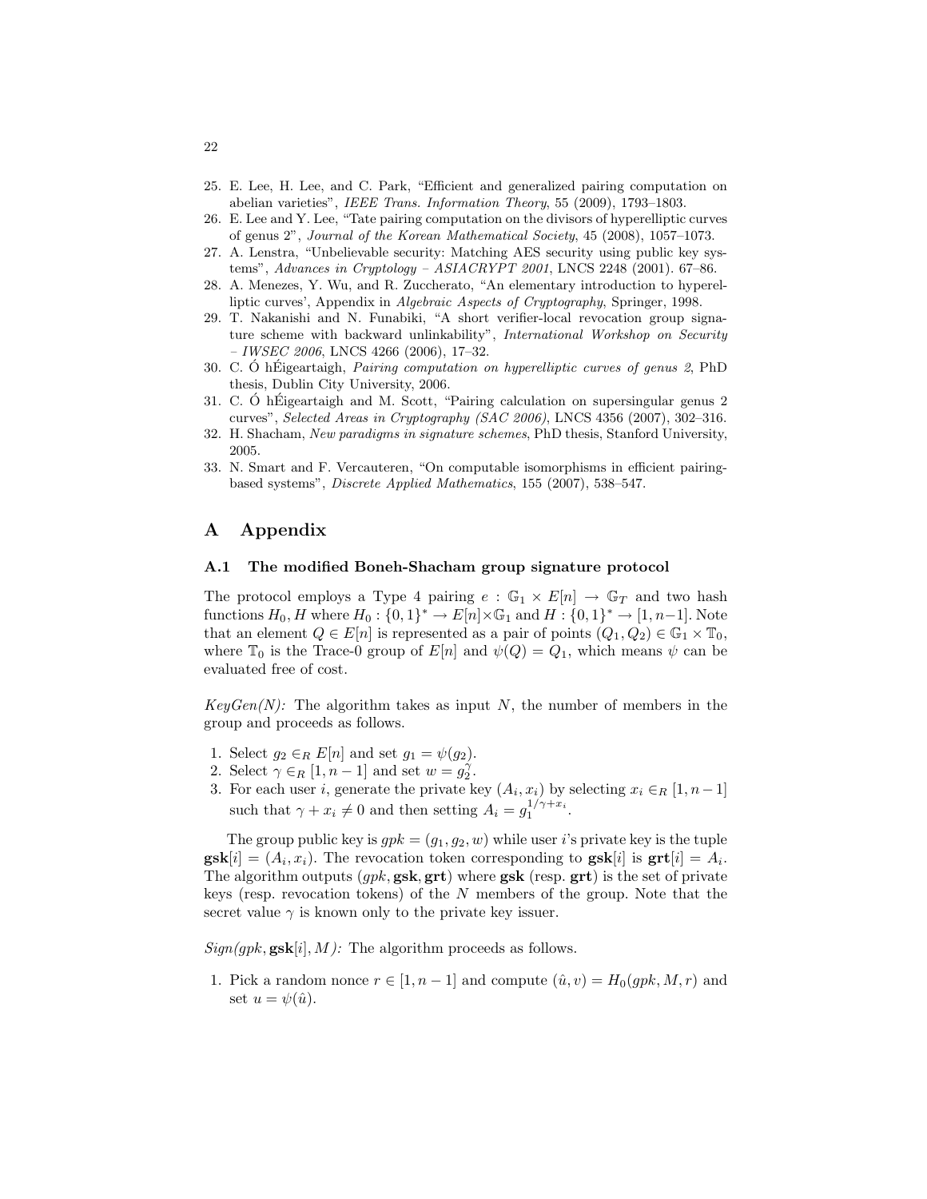25. E. Lee, H. Lee, and C. Park, "Efficient and generalized pairing computation on abelian varieties", *IEEE Trans. Information Theory*, 55 (2009), 1793–1803.
26. E. Lee and Y. Lee, "Tate pairing computation on the divisors of hyperelliptic curves of genus 2", *Journal of the Korean Mathematical Society*, 45 (2008), 1057–1073.
27. A. Lenstra, "Unbelievable security: Matching AES security using public key systems", *Advances in Cryptology – ASIACRYPT 2001*, LNCS 2248 (2001). 67–86.
28. A. Menezes, Y. Wu, and R. Zuccherato, "An elementary introduction to hyperelliptic curves', Appendix in *Algebraic Aspects of Cryptography*, Springer, 1998.
29. T. Nakanishi and N. Funabiki, "A short verifier-local revocation group signature scheme with backward unlinkability", *International Workshop on Security – IWSEC 2006*, LNCS 4266 (2006), 17–32.
30. C. Ó hÉigeartaigh, *Pairing computation on hyperelliptic curves of genus 2*, PhD thesis, Dublin City University, 2006.
31. C. Ó hÉigeartaigh and M. Scott, "Pairing calculation on supersingular genus 2 curves", *Selected Areas in Cryptography (SAC 2006)*, LNCS 4356 (2007), 302–316.
32. H. Shacham, *New paradigms in signature schemes*, PhD thesis, Stanford University, 2005.
33. N. Smart and F. Vercauteren, "On computable isomorphisms in efficient pairing-based systems", *Discrete Applied Mathematics*, 155 (2007), 538–547.

# A Appendix

## A.1 The modified Boneh-Shacham group signature protocol

The protocol employs a Type 4 pairing $e : \mathbb{G}_1 \times E[n] \rightarrow \mathbb{G}_T$ and two hash functions $H_0, H$ where $H_0 : \{0,1\}^* \rightarrow E[n] \times \mathbb{G}_1$ and $H : \{0,1\}^* \rightarrow [1, n-1]$. Note that an element $Q \in E[n]$ is represented as a pair of points $(Q_1, Q_2) \in \mathbb{G}_1 \times \mathbb{T}_0$, where $\mathbb{T}_0$ is the Trace-0 group of $E[n]$ and $\psi(Q) = Q_1$, which means $\psi$ can be evaluated free of cost.

*KeyGen(N):* The algorithm takes as input $N$, the number of members in the group and proceeds as follows.

1. Select $g_2 \in_R E[n]$ and set $g_1 = \psi(g_2)$.
2. Select $\gamma \in_R [1, n-1]$ and set $w = g_2^{\gamma}$.
3. For each user $i$, generate the private key $(A_i, x_i)$ by selecting $x_i \in_R [1, n-1]$ such that $\gamma + x_i \neq 0$ and then setting $A_i = g_1^{1/\gamma + x_i}$.

The group public key is $gpk = (g_1, g_2, w)$ while user $i$'s private key is the tuple $\mathbf{gsk}[i] = (A_i, x_i)$. The revocation token corresponding to $\mathbf{gsk}[i]$ is $\mathbf{grt}[i] = A_i$. The algorithm outputs $(gpk, \mathbf{gsk}, \mathbf{grt})$ where $\mathbf{gsk}$ (resp. $\mathbf{grt}$) is the set of private keys (resp. revocation tokens) of the $N$ members of the group. Note that the secret value $\gamma$ is known only to the private key issuer.

*Sign($gpk, \mathbf{gsk}[i], M$):* The algorithm proceeds as follows.

1. Pick a random nonce $r \in [1, n-1]$ and compute $(\hat{u}, v) = H_0(gpk, M, r)$ and set $u = \psi(\hat{u})$.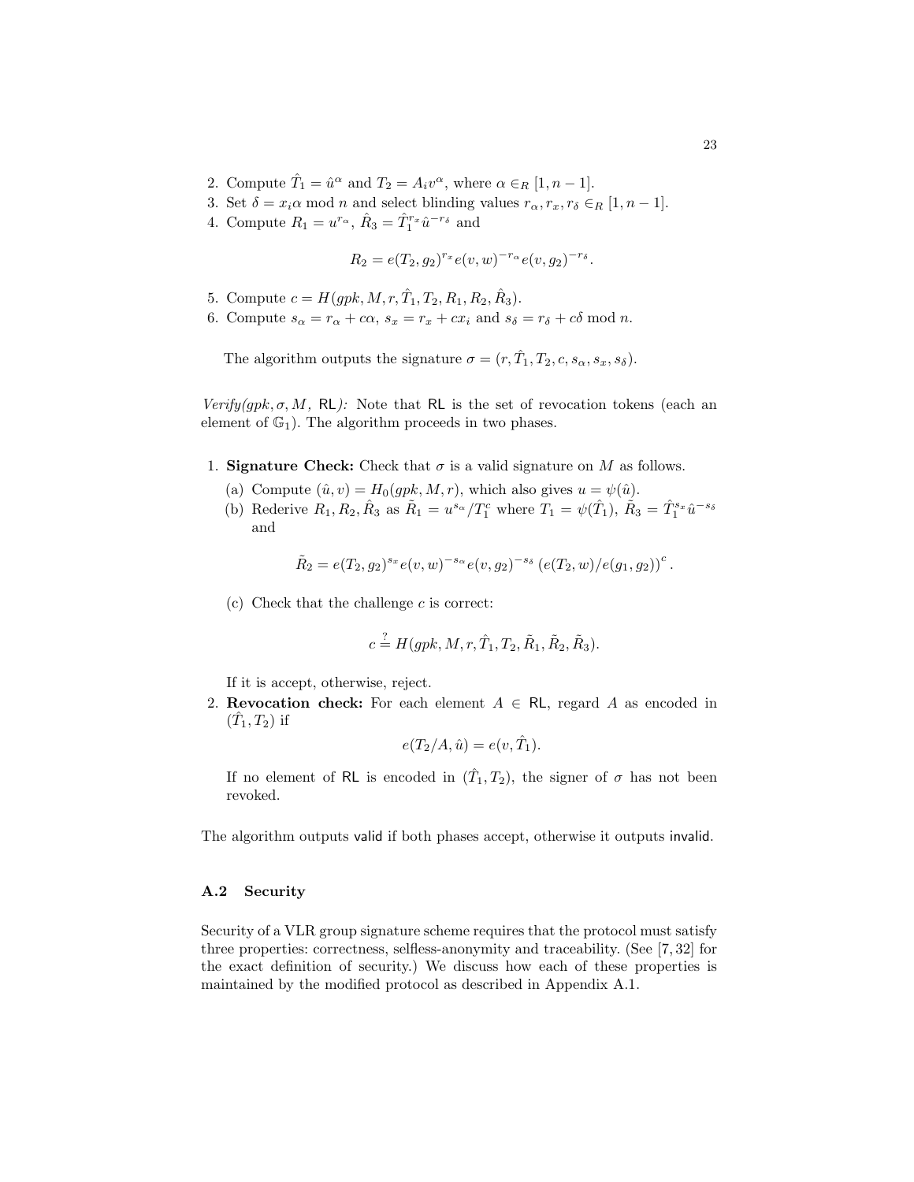2. Compute $\hat{T}_1 = \hat{u}^{\alpha}$ and $T_2 = A_i v^{\alpha}$, where $\alpha \in_R [1, n-1]$.
3. Set $\delta = x_i \alpha \bmod n$ and select blinding values $r_\alpha, r_x, r_\delta \in_R [1, n-1]$.
4. Compute $R_1 = u^{r_\alpha}$, $\hat{R}_3 = \hat{T}_1^{r_x} \hat{u}^{-r_\delta}$ and

$$R_2 = e(T_2, g_2)^{r_x} e(v, w)^{-r_\alpha} e(v, g_2)^{-r_\delta}.$$

5. Compute $c = H(gpk, M, r, \hat{T}_1, T_2, R_1, R_2, \hat{R}_3)$.
6. Compute $s_\alpha = r_\alpha + c\alpha$, $s_x = r_x + cx_i$ and $s_\delta = r_\delta + c\delta \bmod n$.

The algorithm outputs the signature $\sigma = (r, \hat{T}_1, T_2, c, s_\alpha, s_x, s_\delta)$.

*Verify($gpk, \sigma, M$, RL):* Note that RL is the set of revocation tokens (each an element of $\mathbb{G}_1$). The algorithm proceeds in two phases.

1. **Signature Check:** Check that $\sigma$ is a valid signature on $M$ as follows.
   (a) Compute $(\hat{u}, v) = H_0(gpk, M, r)$, which also gives $u = \psi(\hat{u})$.
   (b) Rederive $R_1, R_2, \hat{R}_3$ as $\tilde{R}_1 = u^{s_\alpha}/T_1^c$ where $T_1 = \psi(\hat{T}_1)$, $\tilde{R}_3 = \hat{T}_1^{s_x} \hat{u}^{-s_\delta}$ and

$$\tilde{R}_2 = e(T_2, g_2)^{s_x} e(v, w)^{-s_\alpha} e(v, g_2)^{-s_\delta} \left(e(T_2, w)/e(g_1, g_2)\right)^c.$$

   (c) Check that the challenge $c$ is correct:

$$c \stackrel{?}{=} H(gpk, M, r, \hat{T}_1, T_2, \tilde{R}_1, \tilde{R}_2, \tilde{R}_3).$$

   If it is accept, otherwise, reject.
2. **Revocation check:** For each element $A \in$ RL, regard $A$ as encoded in $(\hat{T}_1, T_2)$ if

$$e(T_2/A, \hat{u}) = e(v, \hat{T}_1).$$

   If no element of RL is encoded in $(\hat{T}_1, T_2)$, the signer of $\sigma$ has not been revoked.

The algorithm outputs valid if both phases accept, otherwise it outputs invalid.

### A.2 Security

Security of a VLR group signature scheme requires that the protocol must satisfy three properties: correctness, selfless-anonymity and traceability. (See [7, 32] for the exact definition of security.) We discuss how each of these properties is maintained by the modified protocol as described in Appendix A.1.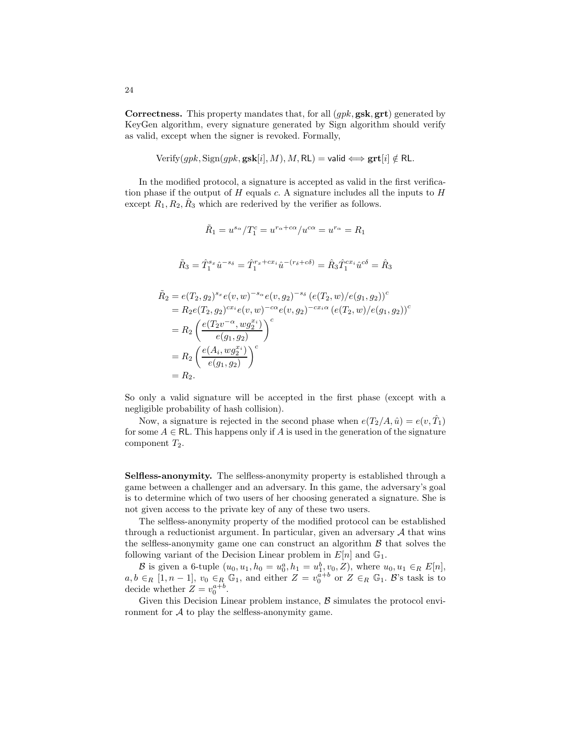**Correctness.** This property mandates that, for all $(gpk, \mathbf{gsk}, \mathbf{grt})$ generated by KeyGen algorithm, every signature generated by Sign algorithm should verify as valid, except when the signer is revoked. Formally,

$$\text{Verify}(gpk, \text{Sign}(gpk, \mathbf{gsk}[i], M), M, \mathsf{RL}) = \mathsf{valid} \Longleftrightarrow \mathbf{grt}[i] \notin \mathsf{RL}.$$

In the modified protocol, a signature is accepted as valid in the first verification phase if the output of $H$ equals $c$. A signature includes all the inputs to $H$ except $R_1, R_2, \hat{R}_3$ which are rederived by the verifier as follows.

$$\tilde{R}_1 = u^{s_\alpha}/T_1^c = u^{r_\alpha + c\alpha}/u^{c\alpha} = u^{r_\alpha} = R_1$$

$$\tilde{R}_3 = \hat{T}_1^{s_x}\hat{u}^{-s_\delta} = \hat{T}_1^{r_x + cx_i}\hat{u}^{-(r_\delta + c\delta)} = \hat{R}_3\hat{T}_1^{cx_i}\hat{u}^{c\delta} = \hat{R}_3$$

$$\begin{aligned}
\tilde{R}_2 &= e(T_2, g_2)^{s_x} e(v, w)^{-s_\alpha} e(v, g_2)^{-s_\delta} \left(e(T_2, w)/e(g_1, g_2)\right)^c \\
&= R_2 e(T_2, g_2)^{cx_i} e(v, w)^{-c\alpha} e(v, g_2)^{-cx_i\alpha} \left(e(T_2, w)/e(g_1, g_2)\right)^c \\
&= R_2 \left(\frac{e(T_2 v^{-\alpha}, w g_2^{x_i})}{e(g_1, g_2)}\right)^c \\
&= R_2 \left(\frac{e(A_i, w g_2^{x_i})}{e(g_1, g_2)}\right)^c \\
&= R_2.
\end{aligned}$$

So only a valid signature will be accepted in the first phase (except with a negligible probability of hash collision).

Now, a signature is rejected in the second phase when $e(T_2/A, \hat{u}) = e(v, \hat{T}_1)$ for some $A \in \mathsf{RL}$. This happens only if $A$ is used in the generation of the signature component $T_2$.

**Selfless-anonymity.** The selfless-anonymity property is established through a game between a challenger and an adversary. In this game, the adversary's goal is to determine which of two users of her choosing generated a signature. She is not given access to the private key of any of these two users.

The selfless-anonymity property of the modified protocol can be established through a reductionist argument. In particular, given an adversary $\mathcal{A}$ that wins the selfless-anonymity game one can construct an algorithm $\mathcal{B}$ that solves the following variant of the Decision Linear problem in $E[n]$ and $\mathbb{G}_1$.

$\mathcal{B}$ is given a 6-tuple $(u_0, u_1, h_0 = u_0^a, h_1 = u_1^b, v_0, Z)$, where $u_0, u_1 \in_R E[n]$, $a, b \in_R [1, n-1]$, $v_0 \in_R \mathbb{G}_1$, and either $Z = v_0^{a+b}$ or $Z \in_R \mathbb{G}_1$. $\mathcal{B}$'s task is to decide whether $Z = v_0^{a+b}$.

Given this Decision Linear problem instance, $\mathcal{B}$ simulates the protocol environment for $\mathcal{A}$ to play the selfless-anonymity game.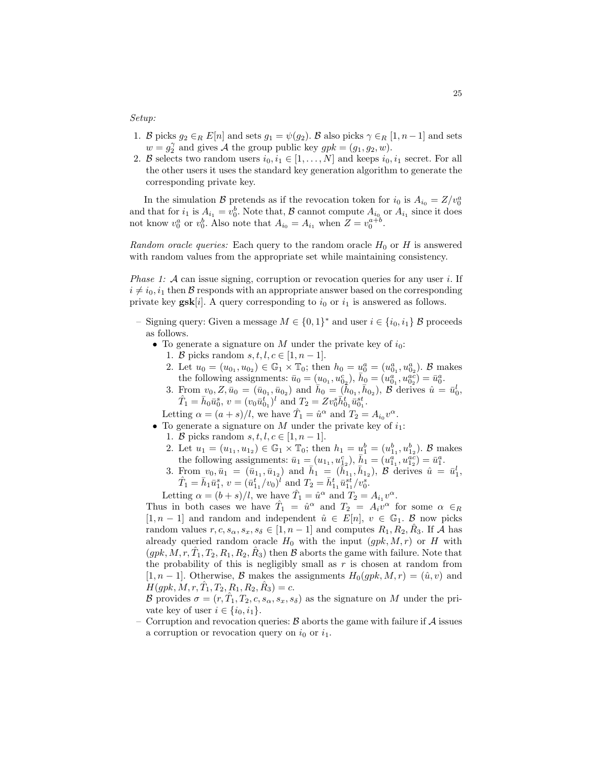*Setup:*

1. $\mathcal{B}$ picks $g_2 \in_R E[n]$ and sets $g_1 = \psi(g_2)$. $\mathcal{B}$ also picks $\gamma \in_R [1, n-1]$ and sets $w = g_2^\gamma$ and gives $\mathcal{A}$ the group public key $gpk = (g_1, g_2, w)$.
2. $\mathcal{B}$ selects two random users $i_0, i_1 \in [1, \ldots, N]$ and keeps $i_0, i_1$ secret. For all the other users it uses the standard key generation algorithm to generate the corresponding private key.

In the simulation $\mathcal{B}$ pretends as if the revocation token for $i_0$ is $A_{i_0} = Z/v_0^a$ and that for $i_1$ is $A_{i_1} = v_0^b$. Note that, $\mathcal{B}$ cannot compute $A_{i_0}$ or $A_{i_1}$ since it does not know $v_0^a$ or $v_0^b$. Also note that $A_{i_0} = A_{i_1}$ when $Z = v_0^{a+b}$.

*Random oracle queries:* Each query to the random oracle $H_0$ or $H$ is answered with random values from the appropriate set while maintaining consistency.

*Phase 1:* $\mathcal{A}$ can issue signing, corruption or revocation queries for any user $i$. If $i \neq i_0, i_1$ then $\mathcal{B}$ responds with an appropriate answer based on the corresponding private key $\mathbf{gsk}[i]$. A query corresponding to $i_0$ or $i_1$ is answered as follows.

- Signing query: Given a message $M \in \{0, 1\}^*$ and user $i \in \{i_0, i_1\}$ $\mathcal{B}$ proceeds as follows.
  - To generate a signature on $M$ under the private key of $i_0$:
    1. $\mathcal{B}$ picks random $s, t, l, c \in [1, n-1]$.
    2. Let $u_0 = (u_{0_1}, u_{0_2}) \in \mathbb{G}_1 \times \mathbb{T}_0$; then $h_0 = u_0^a = (u_{0_1}^a, u_{0_2}^a)$. $\mathcal{B}$ makes the following assignments: $\bar{u}_0 = (u_{0_1}, u_{0_2}^c)$, $\bar{h}_0 = (u_{0_1}^a, u_{0_2}^{ac}) = \bar{u}_0^a$.
    3. From $v_0, Z, \bar{u}_0 = (\bar{u}_{0_1}, \bar{u}_{0_2})$ and $\bar{h}_0 = (\bar{h}_{0_1}, \bar{h}_{0_2})$, $\mathcal{B}$ derives $\hat{u} = \bar{u}_0^l$, $\hat{T}_1 = \bar{h}_0 \bar{u}_0^s$, $v = (v_0 \bar{u}_{0_1}^t)^l$ and $T_2 = Z v_0^s \bar{h}_{0_1}^t \bar{u}_{0_1}^{st}$.

    Letting $\alpha = (a+s)/l$, we have $\hat{T}_1 = \hat{u}^\alpha$ and $T_2 = A_{i_0} v^\alpha$.
  - To generate a signature on $M$ under the private key of $i_1$:
    1. $\mathcal{B}$ picks random $s, t, l, c \in [1, n-1]$.
    2. Let $u_1 = (u_{1_1}, u_{1_2}) \in \mathbb{G}_1 \times \mathbb{T}_0$; then $h_1 = u_1^b = (u_{1_1}^b, u_{1_2}^b)$. $\mathcal{B}$ makes the following assignments: $\bar{u}_1 = (u_{1_1}, u_{1_2}^c)$, $\bar{h}_1 = (u_{1_1}^a, u_{1_2}^{ac}) = \bar{u}_1^a$.
    3. From $v_0, \bar{u}_1 = (\bar{u}_{1_1}, \bar{u}_{1_2})$ and $\bar{h}_1 = (\bar{h}_{1_1}, \bar{h}_{1_2})$, $\mathcal{B}$ derives $\hat{u} = \bar{u}_1^l$, $\hat{T}_1 = \bar{h}_1 \bar{u}_1^s$, $v = (\bar{u}_{1_1}^t / v_0)^l$ and $T_2 = \bar{h}_{1_1}^t \bar{u}_{1_1}^{st} / v_0^s$.

    Letting $\alpha = (b+s)/l$, we have $\hat{T}_1 = \hat{u}^\alpha$ and $T_2 = A_{i_1} v^\alpha$.

  Thus in both cases we have $\hat{T}_1 = \hat{u}^\alpha$ and $T_2 = A_i v^\alpha$ for some $\alpha \in_R [1, n-1]$ and random and independent $\hat{u} \in E[n]$, $v \in \mathbb{G}_1$. $\mathcal{B}$ now picks random values $r, c, s_\alpha, s_x, s_\delta \in [1, n-1]$ and computes $R_1, R_2, \hat{R}_3$. If $\mathcal{A}$ has already queried random oracle $H_0$ with the input $(gpk, M, r)$ or $H$ with $(gpk, M, r, \hat{T}_1, T_2, R_1, R_2, \hat{R}_3)$ then $\mathcal{B}$ aborts the game with failure. Note that the probability of this is negligibly small as $r$ is chosen at random from $[1, n-1]$. Otherwise, $\mathcal{B}$ makes the assignments $H_0(gpk, M, r) = (\hat{u}, v)$ and $H(gpk, M, r, \hat{T}_1, T_2, R_1, R_2, \hat{R}_3) = c$.

  $\mathcal{B}$ provides $\sigma = (r, \hat{T}_1, T_2, c, s_\alpha, s_x, s_\delta)$ as the signature on $M$ under the private key of user $i \in \{i_0, i_1\}$.
- Corruption and revocation queries: $\mathcal{B}$ aborts the game with failure if $\mathcal{A}$ issues a corruption or revocation query on $i_0$ or $i_1$.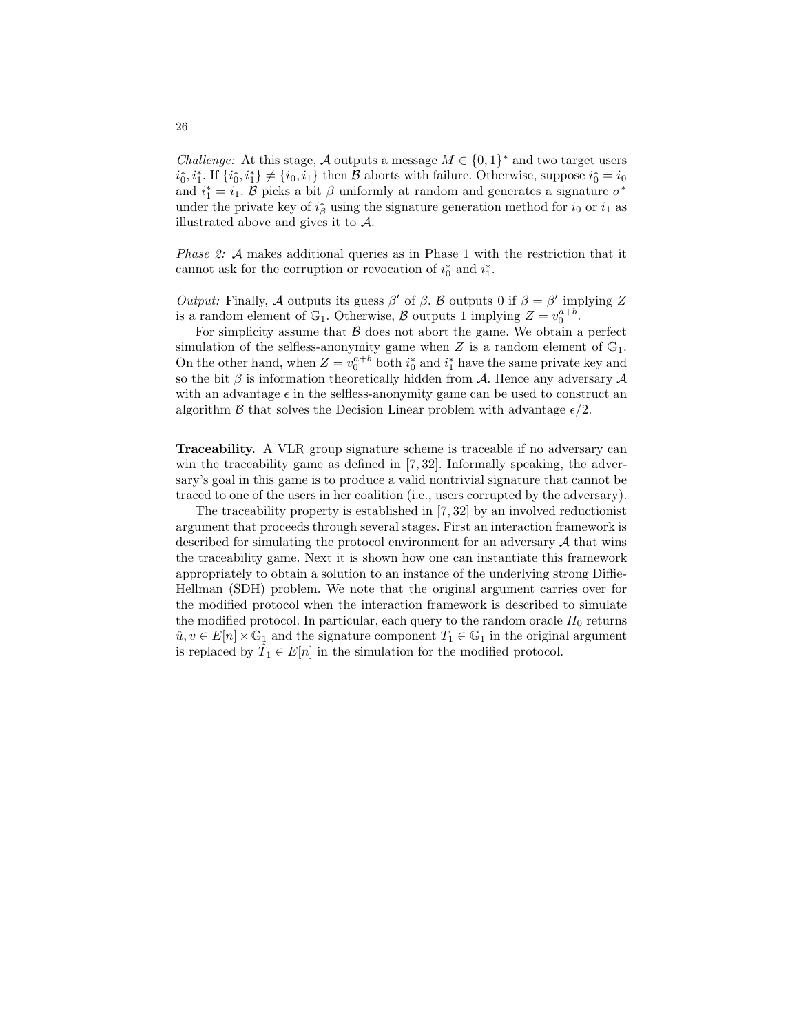*Challenge:* At this stage, $\mathcal{A}$ outputs a message $M \in \{0,1\}^*$ and two target users $i_0^*, i_1^*$. If $\{i_0^*, i_1^*\} \neq \{i_0, i_1\}$ then $\mathcal{B}$ aborts with failure. Otherwise, suppose $i_0^* = i_0$ and $i_1^* = i_1$. $\mathcal{B}$ picks a bit $\beta$ uniformly at random and generates a signature $\sigma^*$ under the private key of $i_\beta^*$ using the signature generation method for $i_0$ or $i_1$ as illustrated above and gives it to $\mathcal{A}$.

*Phase 2:* $\mathcal{A}$ makes additional queries as in Phase 1 with the restriction that it cannot ask for the corruption or revocation of $i_0^*$ and $i_1^*$.

*Output:* Finally, $\mathcal{A}$ outputs its guess $\beta'$ of $\beta$. $\mathcal{B}$ outputs 0 if $\beta = \beta'$ implying $Z$ is a random element of $\mathbb{G}_1$. Otherwise, $\mathcal{B}$ outputs 1 implying $Z = v_0^{a+b}$.

For simplicity assume that $\mathcal{B}$ does not abort the game. We obtain a perfect simulation of the selfless-anonymity game when $Z$ is a random element of $\mathbb{G}_1$. On the other hand, when $Z = v_0^{a+b}$ both $i_0^*$ and $i_1^*$ have the same private key and so the bit $\beta$ is information theoretically hidden from $\mathcal{A}$. Hence any adversary $\mathcal{A}$ with an advantage $\epsilon$ in the selfless-anonymity game can be used to construct an algorithm $\mathcal{B}$ that solves the Decision Linear problem with advantage $\epsilon/2$.

**Traceability.** A VLR group signature scheme is traceable if no adversary can win the traceability game as defined in [7, 32]. Informally speaking, the adversary's goal in this game is to produce a valid nontrivial signature that cannot be traced to one of the users in her coalition (i.e., users corrupted by the adversary).

The traceability property is established in [7, 32] by an involved reductionist argument that proceeds through several stages. First an interaction framework is described for simulating the protocol environment for an adversary $\mathcal{A}$ that wins the traceability game. Next it is shown how one can instantiate this framework appropriately to obtain a solution to an instance of the underlying strong Diffie-Hellman (SDH) problem. We note that the original argument carries over for the modified protocol when the interaction framework is described to simulate the modified protocol. In particular, each query to the random oracle $H_0$ returns $\hat{u}, v \in E[n] \times \mathbb{G}_1$ and the signature component $T_1 \in \mathbb{G}_1$ in the original argument is replaced by $\hat{T}_1 \in E[n]$ in the simulation for the modified protocol.